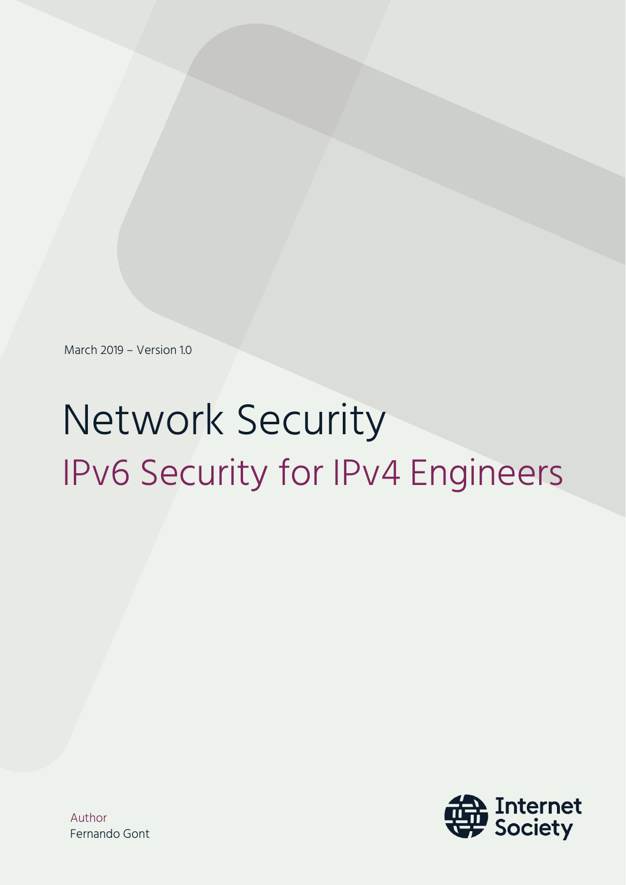March 2019 – Version 1.0

# Network Security

## IPv6 Security for IPv4 Engineers

Author
Fernando Gont

Internet Society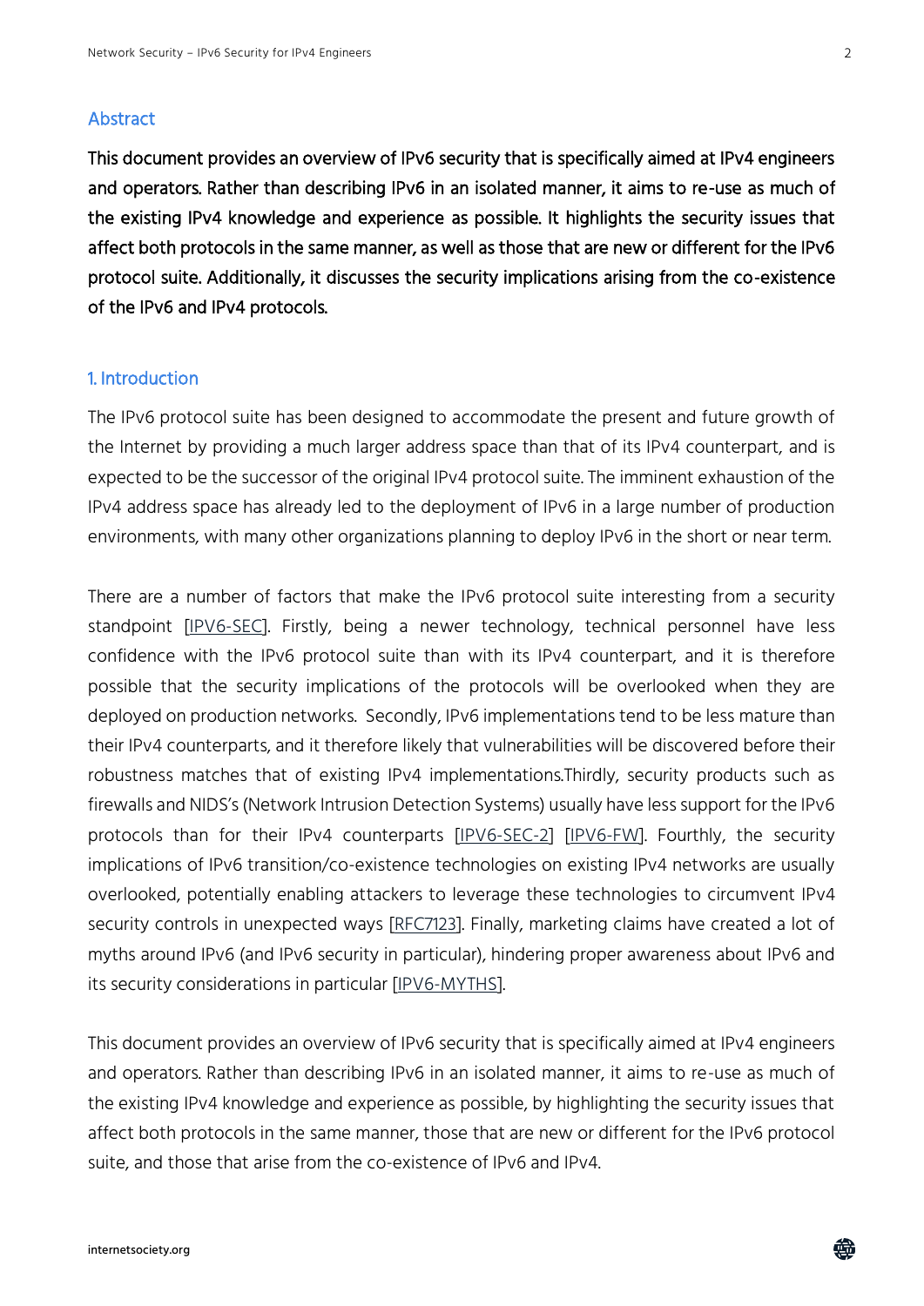## Abstract

**This document provides an overview of IPv6 security that is specifically aimed at IPv4 engineers and operators. Rather than describing IPv6 in an isolated manner, it aims to re-use as much of the existing IPv4 knowledge and experience as possible. It highlights the security issues that affect both protocols in the same manner, as well as those that are new or different for the IPv6 protocol suite. Additionally, it discusses the security implications arising from the co-existence of the IPv6 and IPv4 protocols.**

## 1. Introduction

The IPv6 protocol suite has been designed to accommodate the present and future growth of the Internet by providing a much larger address space than that of its IPv4 counterpart, and is expected to be the successor of the original IPv4 protocol suite. The imminent exhaustion of the IPv4 address space has already led to the deployment of IPv6 in a large number of production environments, with many other organizations planning to deploy IPv6 in the short or near term.

There are a number of factors that make the IPv6 protocol suite interesting from a security standpoint [IPV6-SEC]. Firstly, being a newer technology, technical personnel have less confidence with the IPv6 protocol suite than with its IPv4 counterpart, and it is therefore possible that the security implications of the protocols will be overlooked when they are deployed on production networks. Secondly, IPv6 implementations tend to be less mature than their IPv4 counterparts, and it therefore likely that vulnerabilities will be discovered before their robustness matches that of existing IPv4 implementations.Thirdly, security products such as firewalls and NIDS's (Network Intrusion Detection Systems) usually have less support for the IPv6 protocols than for their IPv4 counterparts [IPV6-SEC-2] [IPV6-FW]. Fourthly, the security implications of IPv6 transition/co-existence technologies on existing IPv4 networks are usually overlooked, potentially enabling attackers to leverage these technologies to circumvent IPv4 security controls in unexpected ways [RFC7123]. Finally, marketing claims have created a lot of myths around IPv6 (and IPv6 security in particular), hindering proper awareness about IPv6 and its security considerations in particular [IPV6-MYTHS].

This document provides an overview of IPv6 security that is specifically aimed at IPv4 engineers and operators. Rather than describing IPv6 in an isolated manner, it aims to re-use as much of the existing IPv4 knowledge and experience as possible, by highlighting the security issues that affect both protocols in the same manner, those that are new or different for the IPv6 protocol suite, and those that arise from the co-existence of IPv6 and IPv4.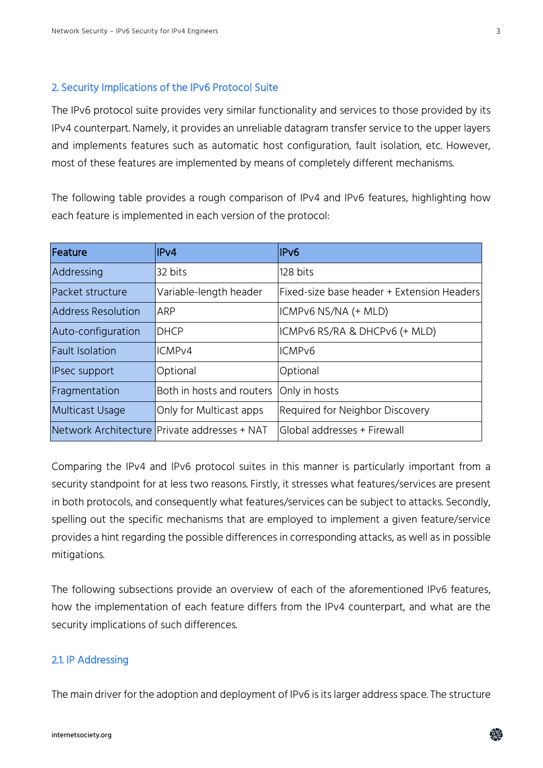## 2. Security Implications of the IPv6 Protocol Suite

The IPv6 protocol suite provides very similar functionality and services to those provided by its IPv4 counterpart. Namely, it provides an unreliable datagram transfer service to the upper layers and implements features such as automatic host configuration, fault isolation, etc. However, most of these features are implemented by means of completely different mechanisms.

The following table provides a rough comparison of IPv4 and IPv6 features, highlighting how each feature is implemented in each version of the protocol:

| Feature | IPv4 | IPv6 |
|---|---|---|
| Addressing | 32 bits | 128 bits |
| Packet structure | Variable-length header | Fixed-size base header + Extension Headers |
| Address Resolution | ARP | ICMPv6 NS/NA (+ MLD) |
| Auto-configuration | DHCP | ICMPv6 RS/RA & DHCPv6 (+ MLD) |
| Fault Isolation | ICMPv4 | ICMPv6 |
| IPsec support | Optional | Optional |
| Fragmentation | Both in hosts and routers | Only in hosts |
| Multicast Usage | Only for Multicast apps | Required for Neighbor Discovery |
| Network Architecture | Private addresses + NAT | Global addresses + Firewall |

Comparing the IPv4 and IPv6 protocol suites in this manner is particularly important from a security standpoint for at less two reasons. Firstly, it stresses what features/services are present in both protocols, and consequently what features/services can be subject to attacks. Secondly, spelling out the specific mechanisms that are employed to implement a given feature/service provides a hint regarding the possible differences in corresponding attacks, as well as in possible mitigations.

The following subsections provide an overview of each of the aforementioned IPv6 features, how the implementation of each feature differs from the IPv4 counterpart, and what are the security implications of such differences.

### 2.1. IP Addressing

The main driver for the adoption and deployment of IPv6 is its larger address space. The structure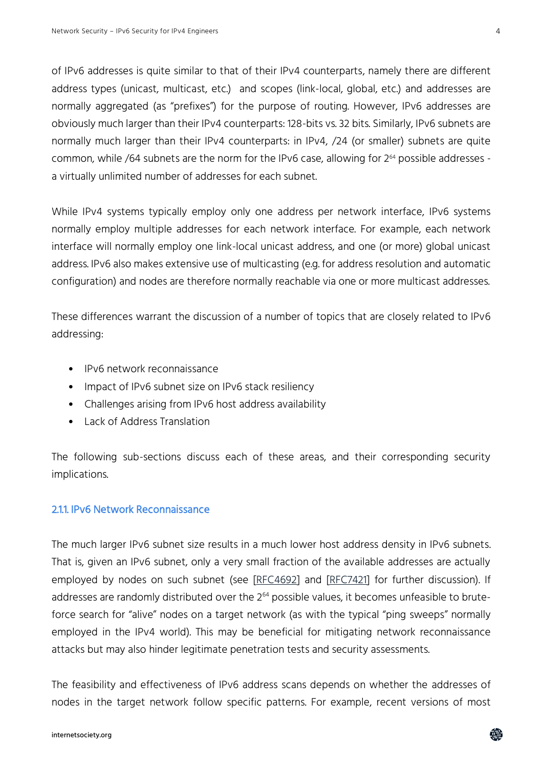of IPv6 addresses is quite similar to that of their IPv4 counterparts, namely there are different address types (unicast, multicast, etc.) and scopes (link-local, global, etc.) and addresses are normally aggregated (as "prefixes") for the purpose of routing. However, IPv6 addresses are obviously much larger than their IPv4 counterparts: 128-bits vs. 32 bits. Similarly, IPv6 subnets are normally much larger than their IPv4 counterparts: in IPv4, /24 (or smaller) subnets are quite common, while /64 subnets are the norm for the IPv6 case, allowing for $2^{64}$ possible addresses - a virtually unlimited number of addresses for each subnet.

While IPv4 systems typically employ only one address per network interface, IPv6 systems normally employ multiple addresses for each network interface. For example, each network interface will normally employ one link-local unicast address, and one (or more) global unicast address. IPv6 also makes extensive use of multicasting (e.g. for address resolution and automatic configuration) and nodes are therefore normally reachable via one or more multicast addresses.

These differences warrant the discussion of a number of topics that are closely related to IPv6 addressing:

- IPv6 network reconnaissance
- Impact of IPv6 subnet size on IPv6 stack resiliency
- Challenges arising from IPv6 host address availability
- Lack of Address Translation

The following sub-sections discuss each of these areas, and their corresponding security implications.

### 2.1.1. IPv6 Network Reconnaissance

The much larger IPv6 subnet size results in a much lower host address density in IPv6 subnets. That is, given an IPv6 subnet, only a very small fraction of the available addresses are actually employed by nodes on such subnet (see [RFC4692] and [RFC7421] for further discussion). If addresses are randomly distributed over the $2^{64}$ possible values, it becomes unfeasible to brute-force search for "alive" nodes on a target network (as with the typical "ping sweeps" normally employed in the IPv4 world). This may be beneficial for mitigating network reconnaissance attacks but may also hinder legitimate penetration tests and security assessments.

The feasibility and effectiveness of IPv6 address scans depends on whether the addresses of nodes in the target network follow specific patterns. For example, recent versions of most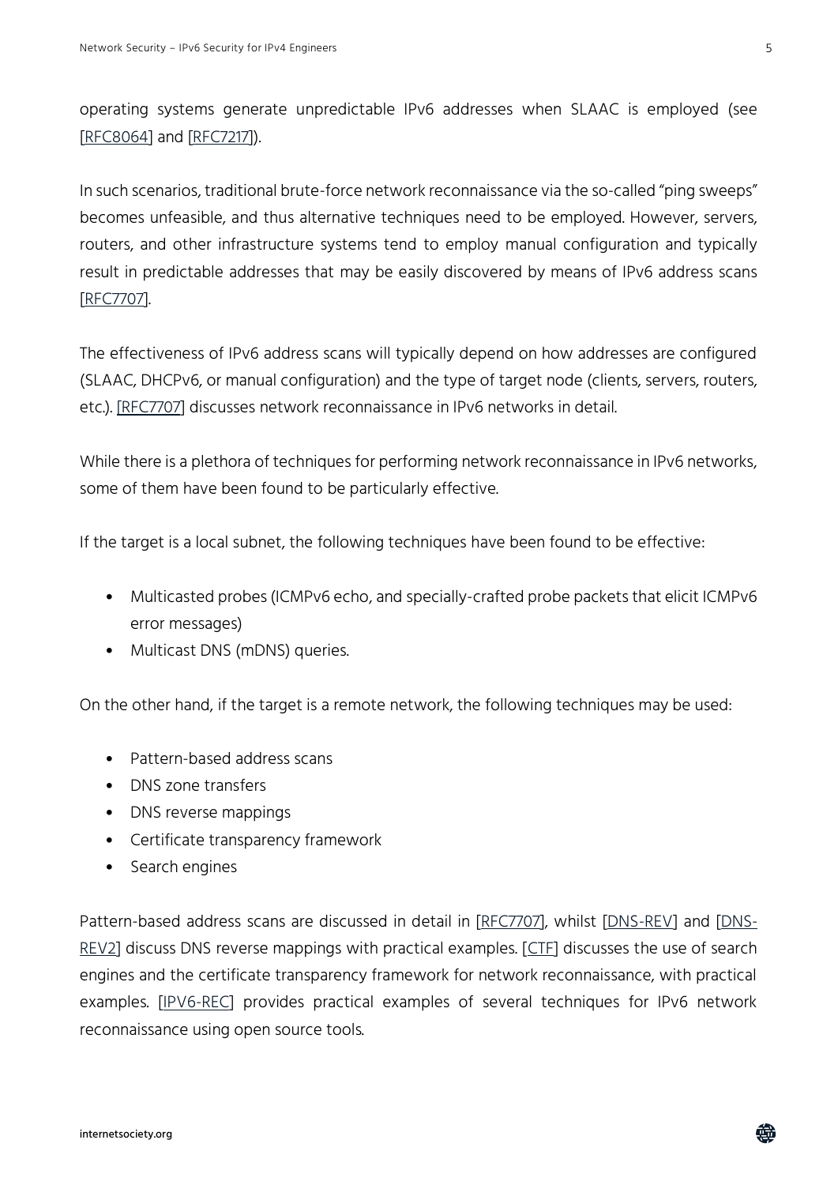operating systems generate unpredictable IPv6 addresses when SLAAC is employed (see [RFC8064] and [RFC7217]).

In such scenarios, traditional brute-force network reconnaissance via the so-called "ping sweeps" becomes unfeasible, and thus alternative techniques need to be employed. However, servers, routers, and other infrastructure systems tend to employ manual configuration and typically result in predictable addresses that may be easily discovered by means of IPv6 address scans [RFC7707].

The effectiveness of IPv6 address scans will typically depend on how addresses are configured (SLAAC, DHCPv6, or manual configuration) and the type of target node (clients, servers, routers, etc.). [RFC7707] discusses network reconnaissance in IPv6 networks in detail.

While there is a plethora of techniques for performing network reconnaissance in IPv6 networks, some of them have been found to be particularly effective.

If the target is a local subnet, the following techniques have been found to be effective:

- Multicasted probes (ICMPv6 echo, and specially-crafted probe packets that elicit ICMPv6 error messages)
- Multicast DNS (mDNS) queries.

On the other hand, if the target is a remote network, the following techniques may be used:

- Pattern-based address scans
- DNS zone transfers
- DNS reverse mappings
- Certificate transparency framework
- Search engines

Pattern-based address scans are discussed in detail in [RFC7707], whilst [DNS-REV] and [DNS-REV2] discuss DNS reverse mappings with practical examples. [CTF] discusses the use of search engines and the certificate transparency framework for network reconnaissance, with practical examples. [IPV6-REC] provides practical examples of several techniques for IPv6 network reconnaissance using open source tools.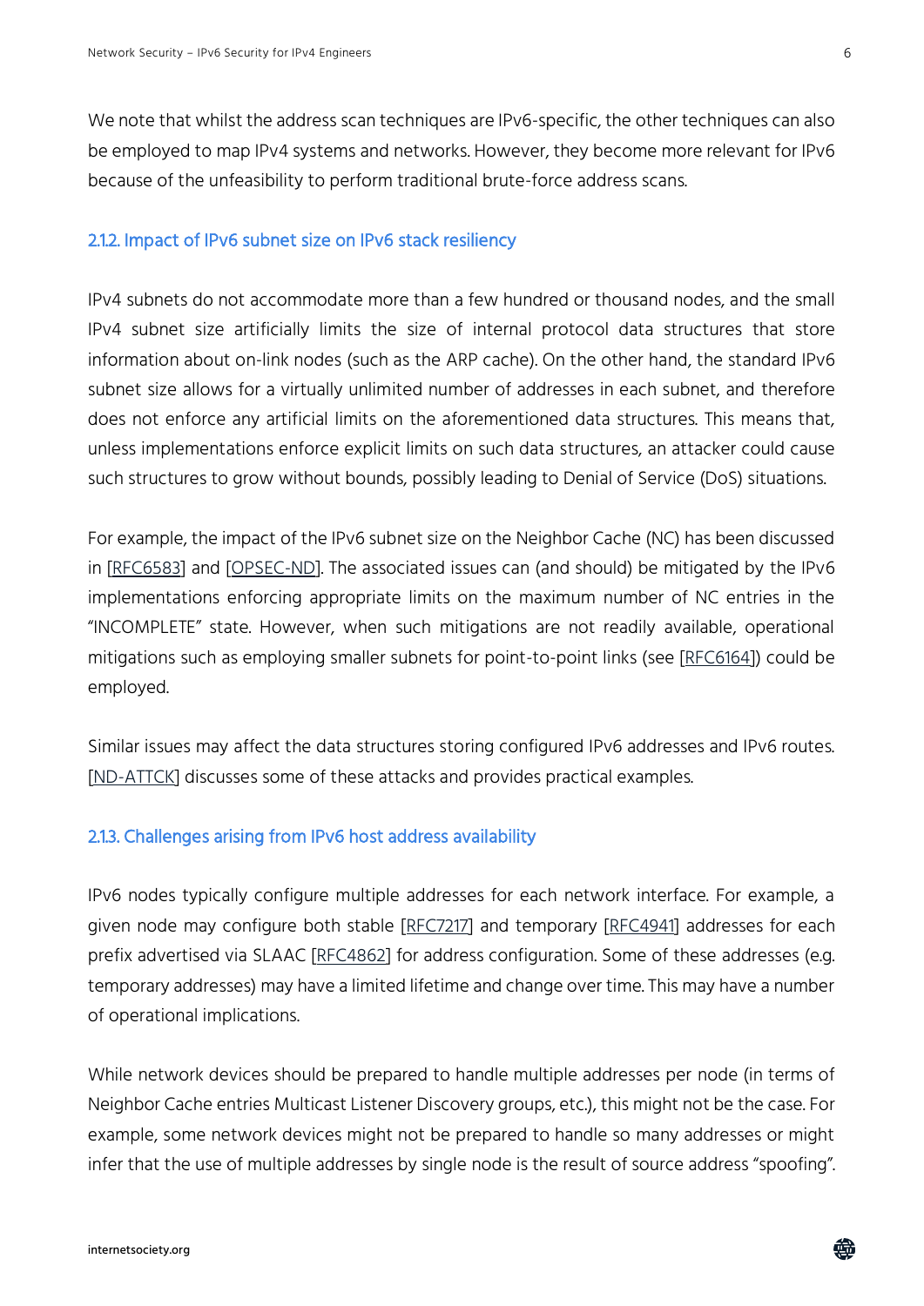We note that whilst the address scan techniques are IPv6-specific, the other techniques can also be employed to map IPv4 systems and networks. However, they become more relevant for IPv6 because of the unfeasibility to perform traditional brute-force address scans.

### 2.1.2. Impact of IPv6 subnet size on IPv6 stack resiliency

IPv4 subnets do not accommodate more than a few hundred or thousand nodes, and the small IPv4 subnet size artificially limits the size of internal protocol data structures that store information about on-link nodes (such as the ARP cache). On the other hand, the standard IPv6 subnet size allows for a virtually unlimited number of addresses in each subnet, and therefore does not enforce any artificial limits on the aforementioned data structures. This means that, unless implementations enforce explicit limits on such data structures, an attacker could cause such structures to grow without bounds, possibly leading to Denial of Service (DoS) situations.

For example, the impact of the IPv6 subnet size on the Neighbor Cache (NC) has been discussed in [RFC6583] and [OPSEC-ND]. The associated issues can (and should) be mitigated by the IPv6 implementations enforcing appropriate limits on the maximum number of NC entries in the "INCOMPLETE" state. However, when such mitigations are not readily available, operational mitigations such as employing smaller subnets for point-to-point links (see [RFC6164]) could be employed.

Similar issues may affect the data structures storing configured IPv6 addresses and IPv6 routes. [ND-ATTCK] discusses some of these attacks and provides practical examples.

### 2.1.3. Challenges arising from IPv6 host address availability

IPv6 nodes typically configure multiple addresses for each network interface. For example, a given node may configure both stable [RFC7217] and temporary [RFC4941] addresses for each prefix advertised via SLAAC [RFC4862] for address configuration. Some of these addresses (e.g. temporary addresses) may have a limited lifetime and change over time. This may have a number of operational implications.

While network devices should be prepared to handle multiple addresses per node (in terms of Neighbor Cache entries Multicast Listener Discovery groups, etc.), this might not be the case. For example, some network devices might not be prepared to handle so many addresses or might infer that the use of multiple addresses by single node is the result of source address "spoofing".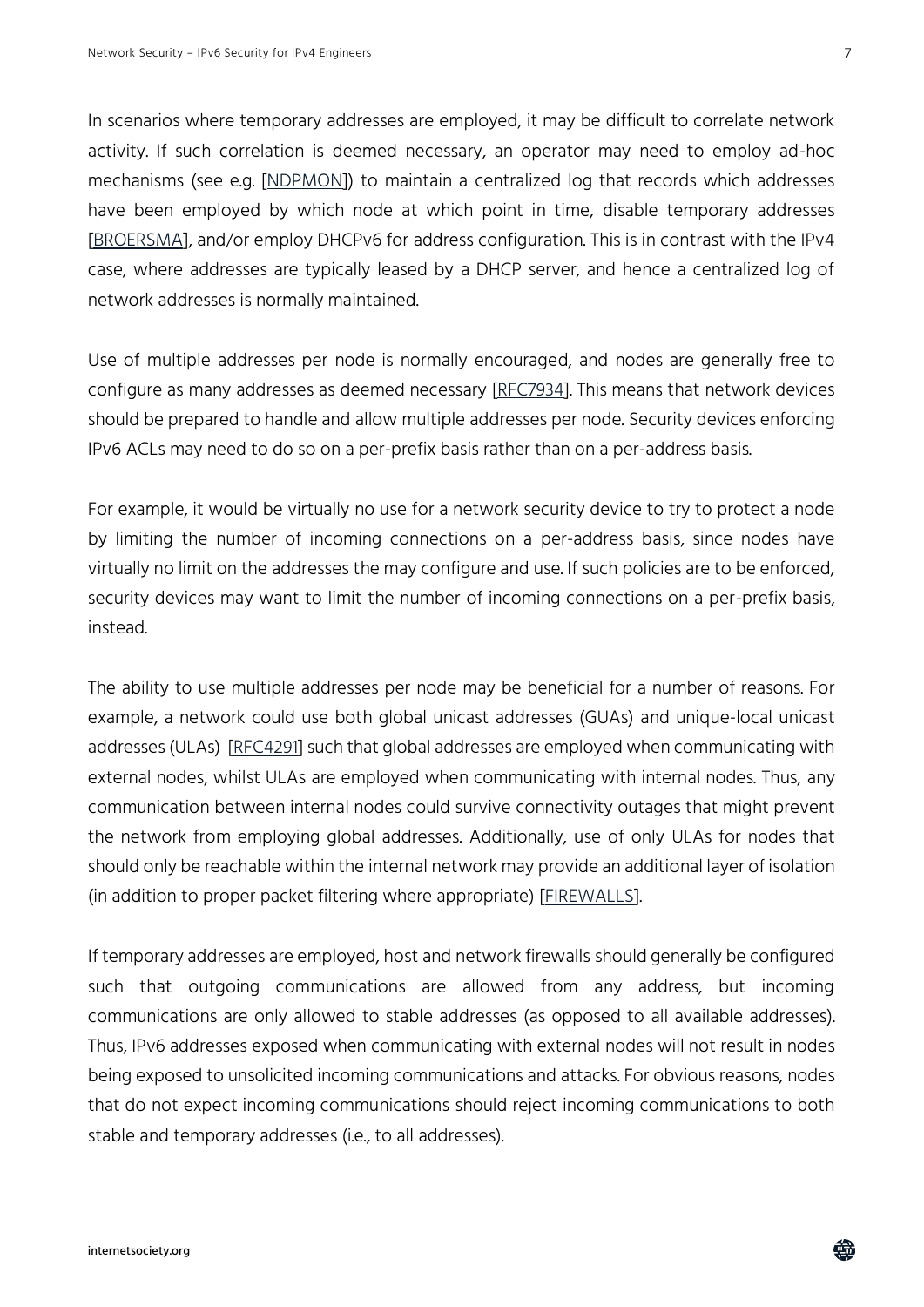In scenarios where temporary addresses are employed, it may be difficult to correlate network activity. If such correlation is deemed necessary, an operator may need to employ ad-hoc mechanisms (see e.g. [NDPMON]) to maintain a centralized log that records which addresses have been employed by which node at which point in time, disable temporary addresses [BROERSMA], and/or employ DHCPv6 for address configuration. This is in contrast with the IPv4 case, where addresses are typically leased by a DHCP server, and hence a centralized log of network addresses is normally maintained.

Use of multiple addresses per node is normally encouraged, and nodes are generally free to configure as many addresses as deemed necessary [RFC7934]. This means that network devices should be prepared to handle and allow multiple addresses per node. Security devices enforcing IPv6 ACLs may need to do so on a per-prefix basis rather than on a per-address basis.

For example, it would be virtually no use for a network security device to try to protect a node by limiting the number of incoming connections on a per-address basis, since nodes have virtually no limit on the addresses the may configure and use. If such policies are to be enforced, security devices may want to limit the number of incoming connections on a per-prefix basis, instead.

The ability to use multiple addresses per node may be beneficial for a number of reasons. For example, a network could use both global unicast addresses (GUAs) and unique-local unicast addresses (ULAs) [RFC4291] such that global addresses are employed when communicating with external nodes, whilst ULAs are employed when communicating with internal nodes. Thus, any communication between internal nodes could survive connectivity outages that might prevent the network from employing global addresses. Additionally, use of only ULAs for nodes that should only be reachable within the internal network may provide an additional layer of isolation (in addition to proper packet filtering where appropriate) [FIREWALLS].

If temporary addresses are employed, host and network firewalls should generally be configured such that outgoing communications are allowed from any address, but incoming communications are only allowed to stable addresses (as opposed to all available addresses). Thus, IPv6 addresses exposed when communicating with external nodes will not result in nodes being exposed to unsolicited incoming communications and attacks. For obvious reasons, nodes that do not expect incoming communications should reject incoming communications to both stable and temporary addresses (i.e., to all addresses).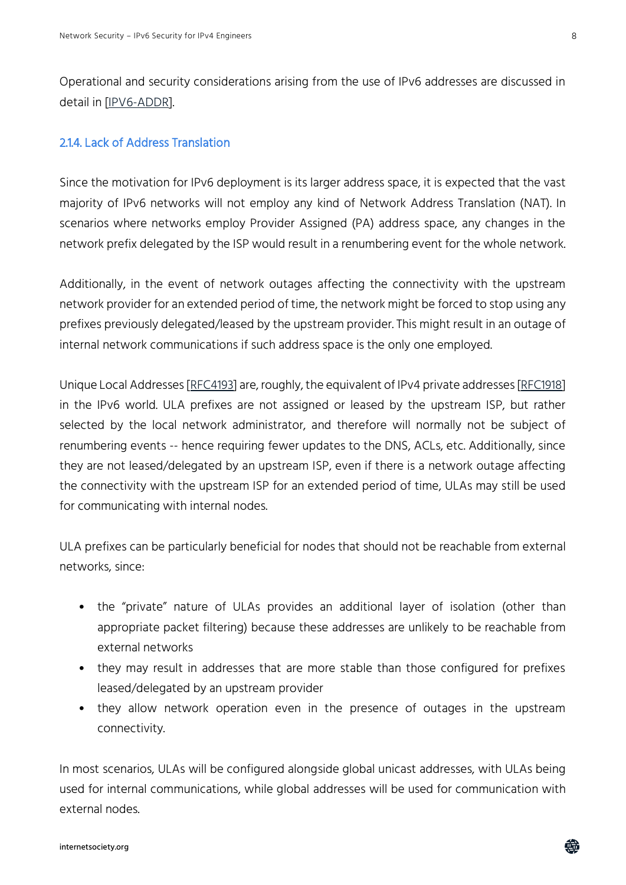Operational and security considerations arising from the use of IPv6 addresses are discussed in detail in [IPV6-ADDR].

### 2.1.4. Lack of Address Translation

Since the motivation for IPv6 deployment is its larger address space, it is expected that the vast majority of IPv6 networks will not employ any kind of Network Address Translation (NAT). In scenarios where networks employ Provider Assigned (PA) address space, any changes in the network prefix delegated by the ISP would result in a renumbering event for the whole network.

Additionally, in the event of network outages affecting the connectivity with the upstream network provider for an extended period of time, the network might be forced to stop using any prefixes previously delegated/leased by the upstream provider. This might result in an outage of internal network communications if such address space is the only one employed.

Unique Local Addresses [RFC4193] are, roughly, the equivalent of IPv4 private addresses [RFC1918] in the IPv6 world. ULA prefixes are not assigned or leased by the upstream ISP, but rather selected by the local network administrator, and therefore will normally not be subject of renumbering events -- hence requiring fewer updates to the DNS, ACLs, etc. Additionally, since they are not leased/delegated by an upstream ISP, even if there is a network outage affecting the connectivity with the upstream ISP for an extended period of time, ULAs may still be used for communicating with internal nodes.

ULA prefixes can be particularly beneficial for nodes that should not be reachable from external networks, since:

- the “private” nature of ULAs provides an additional layer of isolation (other than appropriate packet filtering) because these addresses are unlikely to be reachable from external networks
- they may result in addresses that are more stable than those configured for prefixes leased/delegated by an upstream provider
- they allow network operation even in the presence of outages in the upstream connectivity.

In most scenarios, ULAs will be configured alongside global unicast addresses, with ULAs being used for internal communications, while global addresses will be used for communication with external nodes.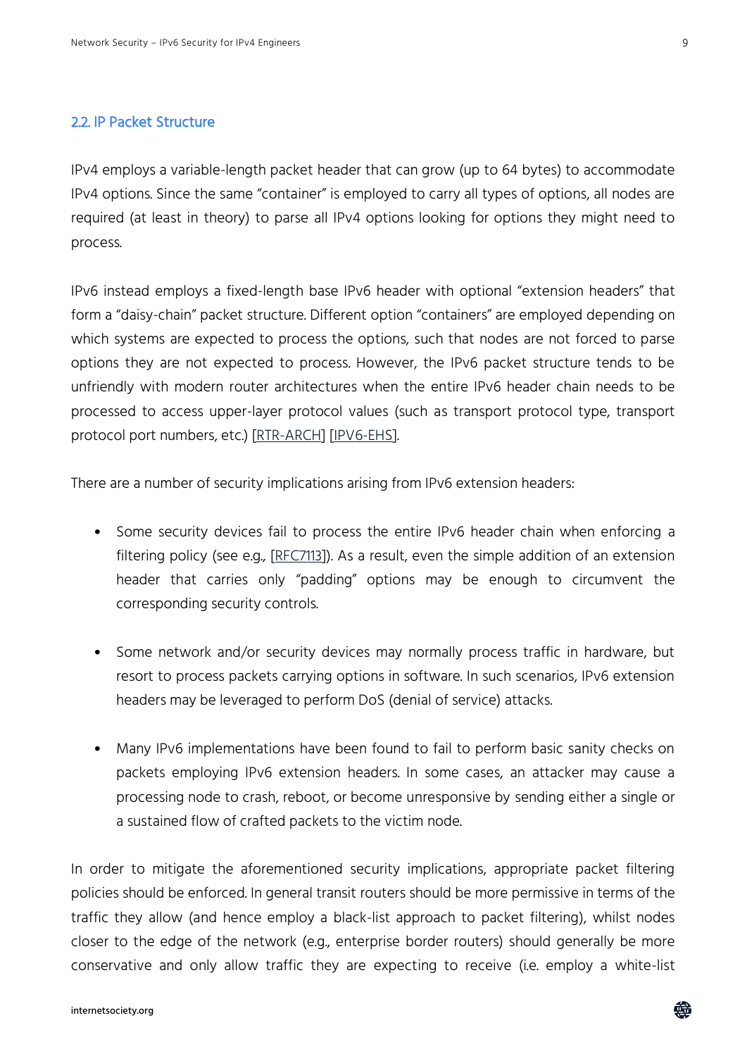## 2.2. IP Packet Structure

IPv4 employs a variable-length packet header that can grow (up to 64 bytes) to accommodate IPv4 options. Since the same "container" is employed to carry all types of options, all nodes are required (at least in theory) to parse all IPv4 options looking for options they might need to process.

IPv6 instead employs a fixed-length base IPv6 header with optional "extension headers" that form a "daisy-chain" packet structure. Different option "containers" are employed depending on which systems are expected to process the options, such that nodes are not forced to parse options they are not expected to process. However, the IPv6 packet structure tends to be unfriendly with modern router architectures when the entire IPv6 header chain needs to be processed to access upper-layer protocol values (such as transport protocol type, transport protocol port numbers, etc.) [RTR-ARCH] [IPV6-EHS].

There are a number of security implications arising from IPv6 extension headers:

- Some security devices fail to process the entire IPv6 header chain when enforcing a filtering policy (see e.g., [RFC7113]). As a result, even the simple addition of an extension header that carries only "padding" options may be enough to circumvent the corresponding security controls.
- Some network and/or security devices may normally process traffic in hardware, but resort to process packets carrying options in software. In such scenarios, IPv6 extension headers may be leveraged to perform DoS (denial of service) attacks.
- Many IPv6 implementations have been found to fail to perform basic sanity checks on packets employing IPv6 extension headers. In some cases, an attacker may cause a processing node to crash, reboot, or become unresponsive by sending either a single or a sustained flow of crafted packets to the victim node.

In order to mitigate the aforementioned security implications, appropriate packet filtering policies should be enforced. In general transit routers should be more permissive in terms of the traffic they allow (and hence employ a black-list approach to packet filtering), whilst nodes closer to the edge of the network (e.g., enterprise border routers) should generally be more conservative and only allow traffic they are expecting to receive (i.e. employ a white-list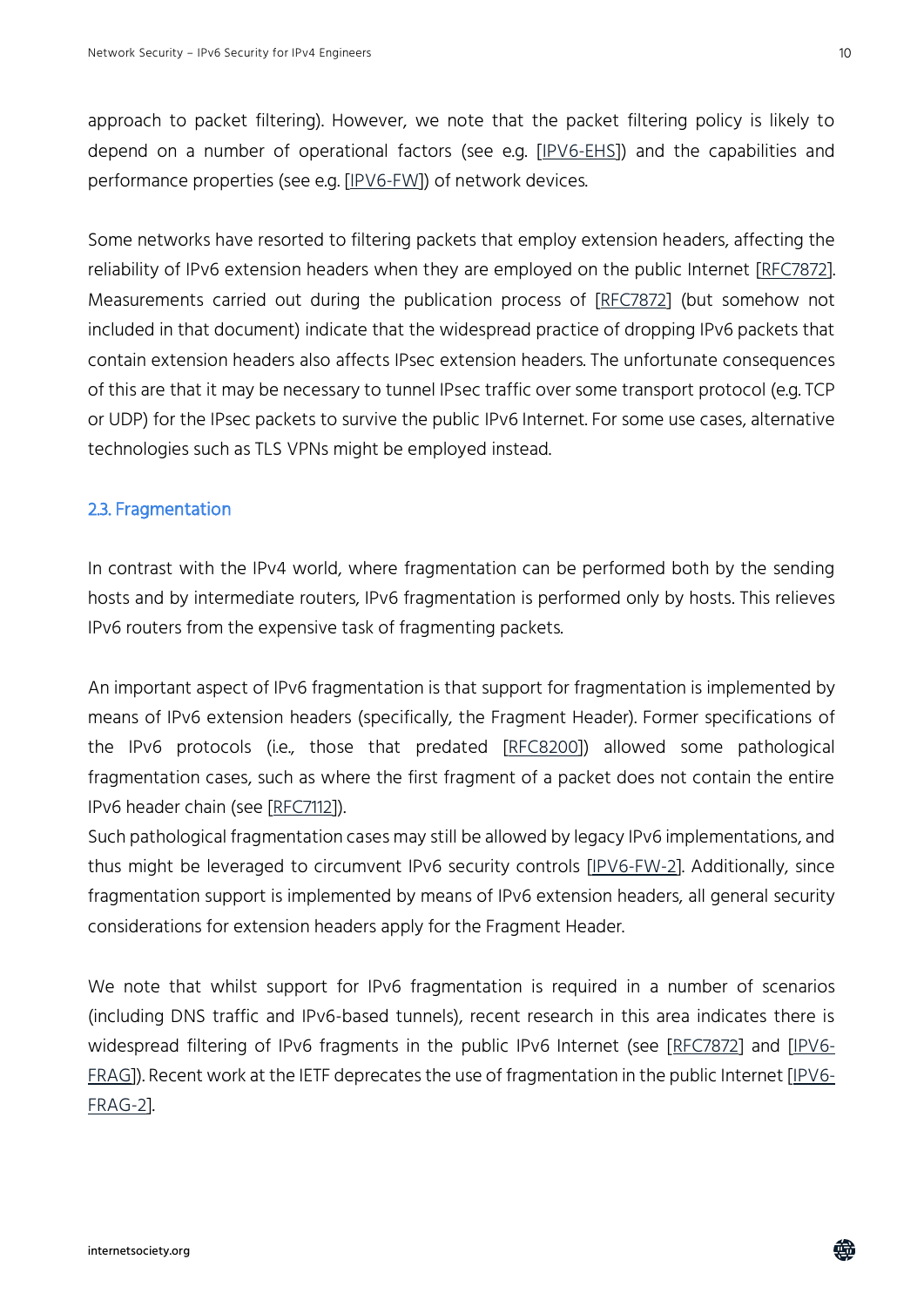approach to packet filtering). However, we note that the packet filtering policy is likely to depend on a number of operational factors (see e.g. [IPV6-EHS]) and the capabilities and performance properties (see e.g. [IPV6-FW]) of network devices.

Some networks have resorted to filtering packets that employ extension headers, affecting the reliability of IPv6 extension headers when they are employed on the public Internet [RFC7872]. Measurements carried out during the publication process of [RFC7872] (but somehow not included in that document) indicate that the widespread practice of dropping IPv6 packets that contain extension headers also affects IPsec extension headers. The unfortunate consequences of this are that it may be necessary to tunnel IPsec traffic over some transport protocol (e.g. TCP or UDP) for the IPsec packets to survive the public IPv6 Internet. For some use cases, alternative technologies such as TLS VPNs might be employed instead.

## 2.3. Fragmentation

In contrast with the IPv4 world, where fragmentation can be performed both by the sending hosts and by intermediate routers, IPv6 fragmentation is performed only by hosts. This relieves IPv6 routers from the expensive task of fragmenting packets.

An important aspect of IPv6 fragmentation is that support for fragmentation is implemented by means of IPv6 extension headers (specifically, the Fragment Header). Former specifications of the IPv6 protocols (i.e., those that predated [RFC8200]) allowed some pathological fragmentation cases, such as where the first fragment of a packet does not contain the entire IPv6 header chain (see [RFC7112]).
Such pathological fragmentation cases may still be allowed by legacy IPv6 implementations, and thus might be leveraged to circumvent IPv6 security controls [IPV6-FW-2]. Additionally, since fragmentation support is implemented by means of IPv6 extension headers, all general security considerations for extension headers apply for the Fragment Header.

We note that whilst support for IPv6 fragmentation is required in a number of scenarios (including DNS traffic and IPv6-based tunnels), recent research in this area indicates there is widespread filtering of IPv6 fragments in the public IPv6 Internet (see [RFC7872] and [IPV6-FRAG]). Recent work at the IETF deprecates the use of fragmentation in the public Internet [IPV6-FRAG-2].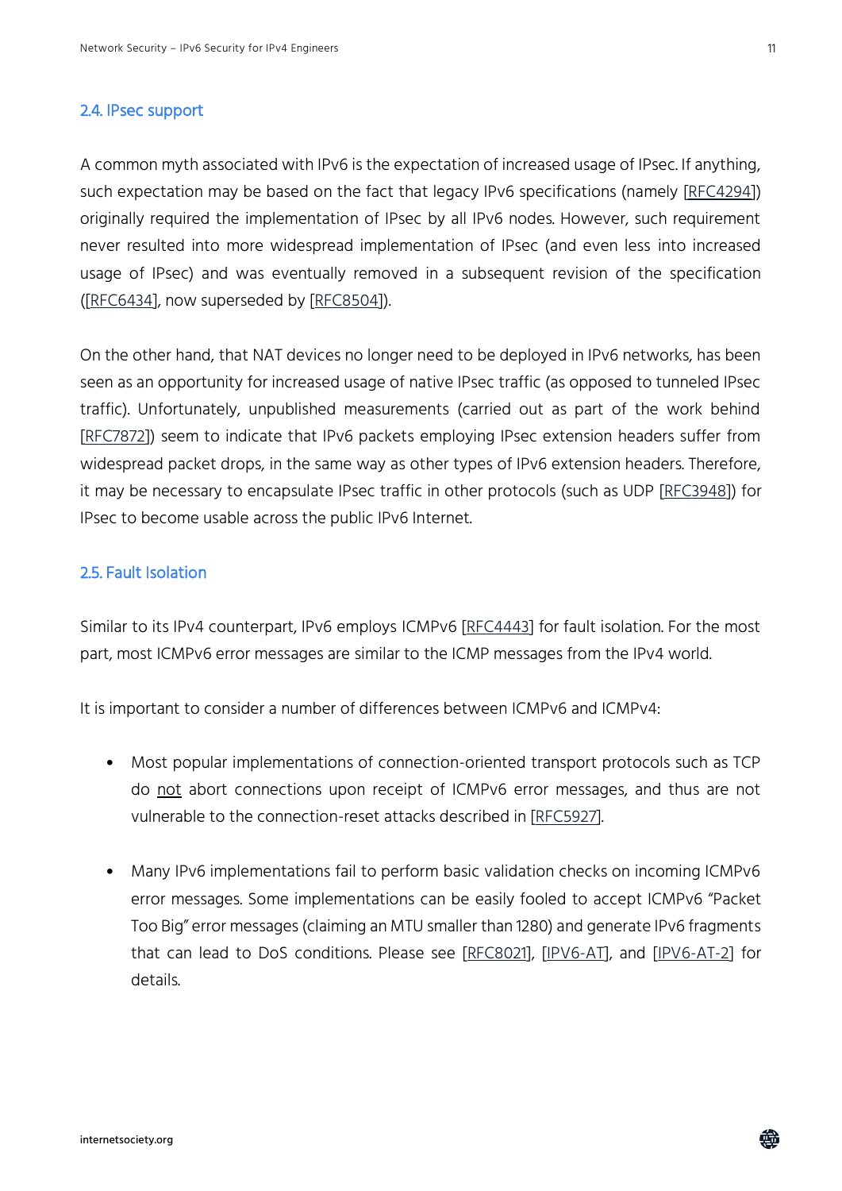## 2.4. IPsec support

A common myth associated with IPv6 is the expectation of increased usage of IPsec. If anything, such expectation may be based on the fact that legacy IPv6 specifications (namely [RFC4294]) originally required the implementation of IPsec by all IPv6 nodes. However, such requirement never resulted into more widespread implementation of IPsec (and even less into increased usage of IPsec) and was eventually removed in a subsequent revision of the specification ([RFC6434], now superseded by [RFC8504]).

On the other hand, that NAT devices no longer need to be deployed in IPv6 networks, has been seen as an opportunity for increased usage of native IPsec traffic (as opposed to tunneled IPsec traffic). Unfortunately, unpublished measurements (carried out as part of the work behind [RFC7872]) seem to indicate that IPv6 packets employing IPsec extension headers suffer from widespread packet drops, in the same way as other types of IPv6 extension headers. Therefore, it may be necessary to encapsulate IPsec traffic in other protocols (such as UDP [RFC3948]) for IPsec to become usable across the public IPv6 Internet.

## 2.5. Fault Isolation

Similar to its IPv4 counterpart, IPv6 employs ICMPv6 [RFC4443] for fault isolation. For the most part, most ICMPv6 error messages are similar to the ICMP messages from the IPv4 world.

It is important to consider a number of differences between ICMPv6 and ICMPv4:

- Most popular implementations of connection-oriented transport protocols such as TCP do not abort connections upon receipt of ICMPv6 error messages, and thus are not vulnerable to the connection-reset attacks described in [RFC5927].
- Many IPv6 implementations fail to perform basic validation checks on incoming ICMPv6 error messages. Some implementations can be easily fooled to accept ICMPv6 "Packet Too Big" error messages (claiming an MTU smaller than 1280) and generate IPv6 fragments that can lead to DoS conditions. Please see [RFC8021], [IPV6-AT], and [IPV6-AT-2] for details.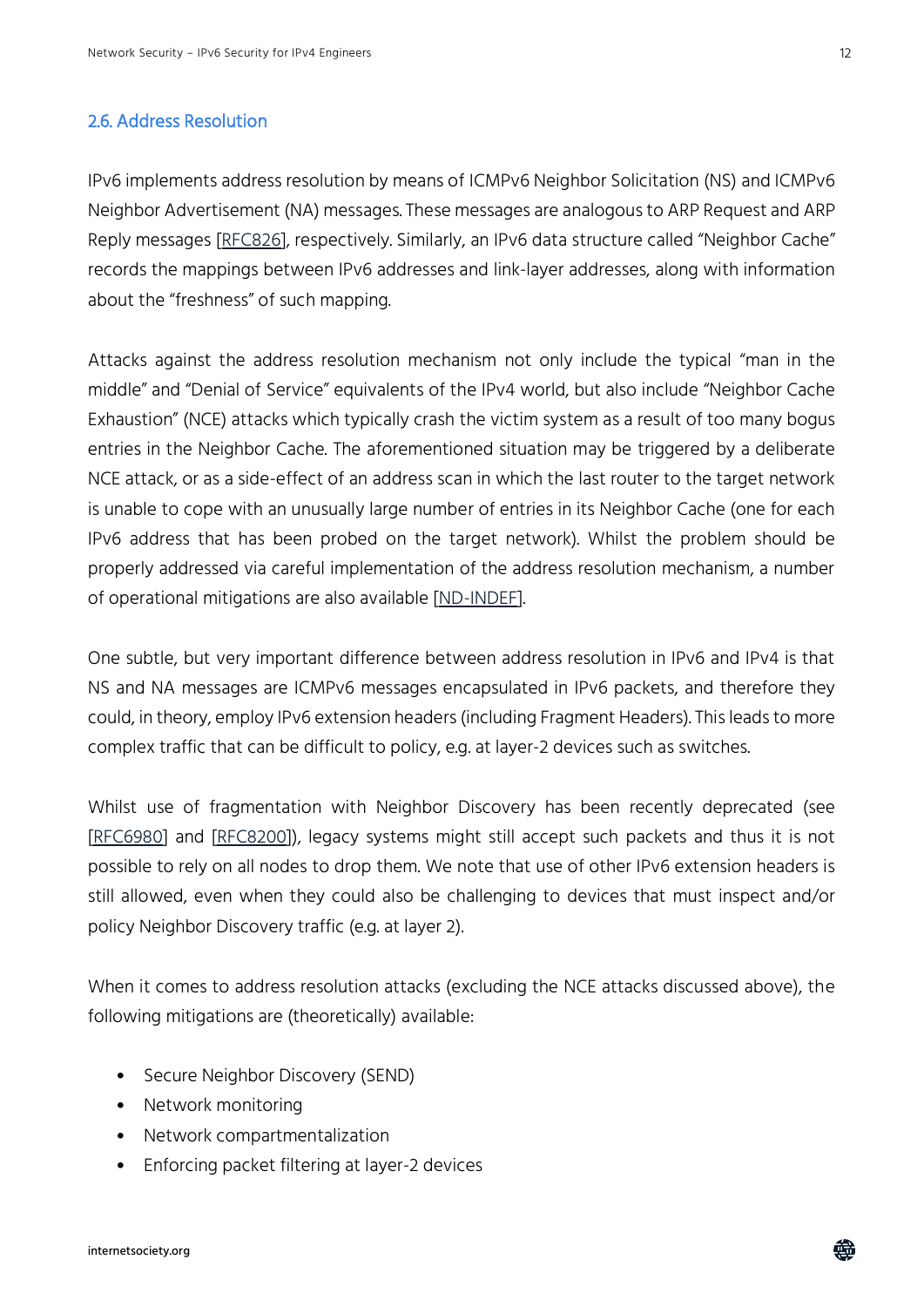### 2.6. Address Resolution

IPv6 implements address resolution by means of ICMPv6 Neighbor Solicitation (NS) and ICMPv6 Neighbor Advertisement (NA) messages. These messages are analogous to ARP Request and ARP Reply messages [RFC826], respectively. Similarly, an IPv6 data structure called "Neighbor Cache" records the mappings between IPv6 addresses and link-layer addresses, along with information about the "freshness" of such mapping.

Attacks against the address resolution mechanism not only include the typical "man in the middle" and "Denial of Service" equivalents of the IPv4 world, but also include "Neighbor Cache Exhaustion" (NCE) attacks which typically crash the victim system as a result of too many bogus entries in the Neighbor Cache. The aforementioned situation may be triggered by a deliberate NCE attack, or as a side-effect of an address scan in which the last router to the target network is unable to cope with an unusually large number of entries in its Neighbor Cache (one for each IPv6 address that has been probed on the target network). Whilst the problem should be properly addressed via careful implementation of the address resolution mechanism, a number of operational mitigations are also available [ND-INDEF].

One subtle, but very important difference between address resolution in IPv6 and IPv4 is that NS and NA messages are ICMPv6 messages encapsulated in IPv6 packets, and therefore they could, in theory, employ IPv6 extension headers (including Fragment Headers). This leads to more complex traffic that can be difficult to policy, e.g. at layer-2 devices such as switches.

Whilst use of fragmentation with Neighbor Discovery has been recently deprecated (see [RFC6980] and [RFC8200]), legacy systems might still accept such packets and thus it is not possible to rely on all nodes to drop them. We note that use of other IPv6 extension headers is still allowed, even when they could also be challenging to devices that must inspect and/or policy Neighbor Discovery traffic (e.g. at layer 2).

When it comes to address resolution attacks (excluding the NCE attacks discussed above), the following mitigations are (theoretically) available:

- Secure Neighbor Discovery (SEND)
- Network monitoring
- Network compartmentalization
- Enforcing packet filtering at layer-2 devices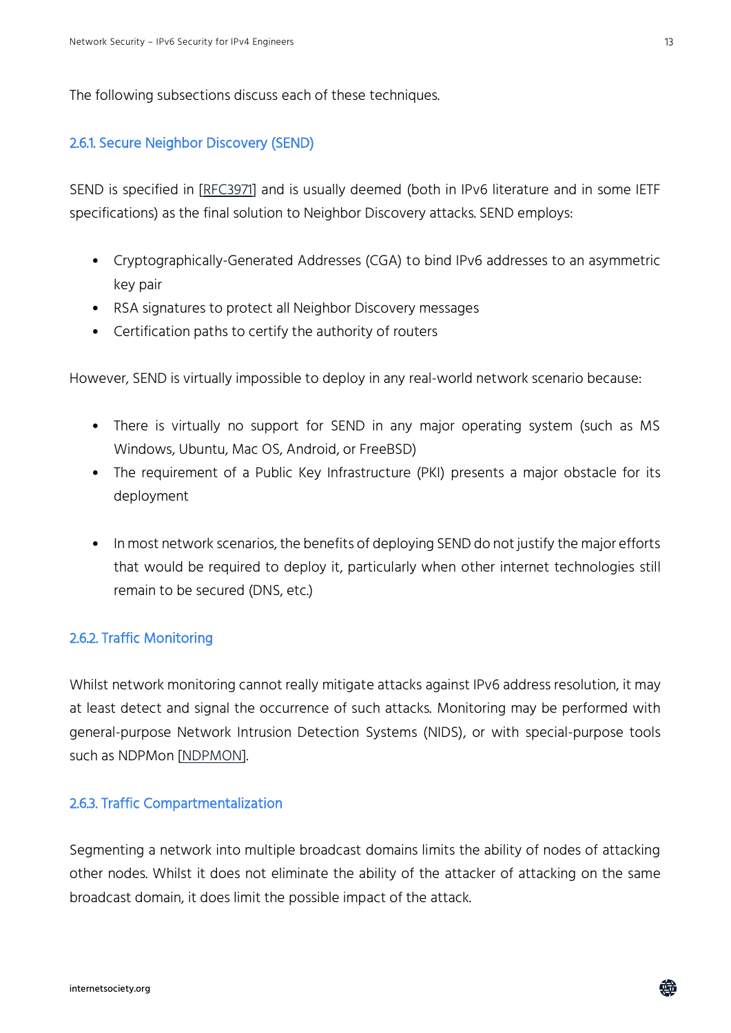The following subsections discuss each of these techniques.

### 2.6.1. Secure Neighbor Discovery (SEND)

SEND is specified in [RFC3971] and is usually deemed (both in IPv6 literature and in some IETF specifications) as the final solution to Neighbor Discovery attacks. SEND employs:

- Cryptographically-Generated Addresses (CGA) to bind IPv6 addresses to an asymmetric key pair
- RSA signatures to protect all Neighbor Discovery messages
- Certification paths to certify the authority of routers

However, SEND is virtually impossible to deploy in any real-world network scenario because:

- There is virtually no support for SEND in any major operating system (such as MS Windows, Ubuntu, Mac OS, Android, or FreeBSD)
- The requirement of a Public Key Infrastructure (PKI) presents a major obstacle for its deployment
- In most network scenarios, the benefits of deploying SEND do not justify the major efforts that would be required to deploy it, particularly when other internet technologies still remain to be secured (DNS, etc.)

### 2.6.2. Traffic Monitoring

Whilst network monitoring cannot really mitigate attacks against IPv6 address resolution, it may at least detect and signal the occurrence of such attacks. Monitoring may be performed with general-purpose Network Intrusion Detection Systems (NIDS), or with special-purpose tools such as NDPMon [NDPMON].

### 2.6.3. Traffic Compartmentalization

Segmenting a network into multiple broadcast domains limits the ability of nodes of attacking other nodes. Whilst it does not eliminate the ability of the attacker of attacking on the same broadcast domain, it does limit the possible impact of the attack.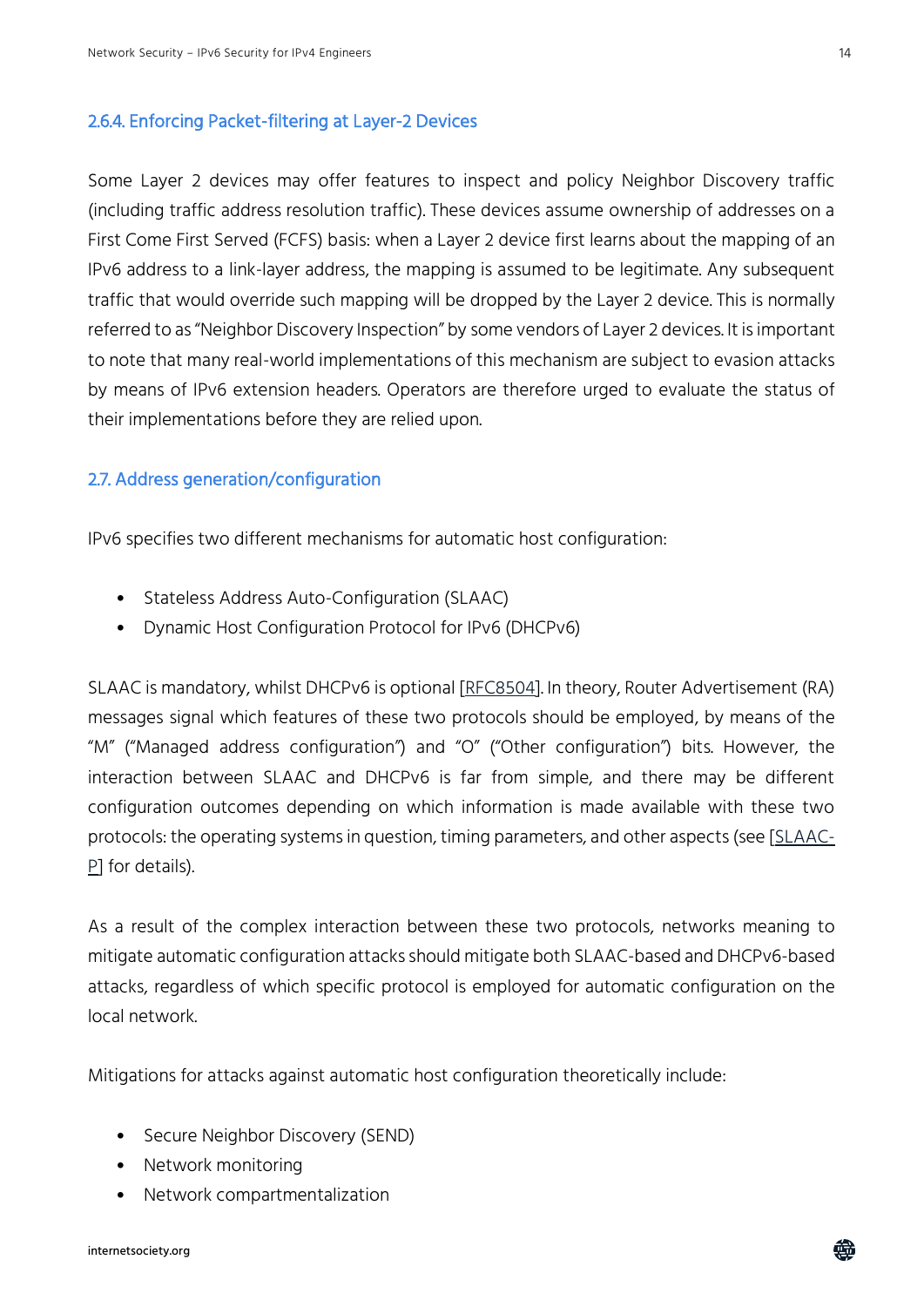### 2.6.4. Enforcing Packet-filtering at Layer-2 Devices

Some Layer 2 devices may offer features to inspect and policy Neighbor Discovery traffic (including traffic address resolution traffic). These devices assume ownership of addresses on a First Come First Served (FCFS) basis: when a Layer 2 device first learns about the mapping of an IPv6 address to a link-layer address, the mapping is assumed to be legitimate. Any subsequent traffic that would override such mapping will be dropped by the Layer 2 device. This is normally referred to as "Neighbor Discovery Inspection" by some vendors of Layer 2 devices. It is important to note that many real-world implementations of this mechanism are subject to evasion attacks by means of IPv6 extension headers. Operators are therefore urged to evaluate the status of their implementations before they are relied upon.

## 2.7. Address generation/configuration

IPv6 specifies two different mechanisms for automatic host configuration:

- Stateless Address Auto-Configuration (SLAAC)
- Dynamic Host Configuration Protocol for IPv6 (DHCPv6)

SLAAC is mandatory, whilst DHCPv6 is optional [RFC8504]. In theory, Router Advertisement (RA) messages signal which features of these two protocols should be employed, by means of the "M" ("Managed address configuration") and "O" ("Other configuration") bits. However, the interaction between SLAAC and DHCPv6 is far from simple, and there may be different configuration outcomes depending on which information is made available with these two protocols: the operating systems in question, timing parameters, and other aspects (see [SLAAC-P] for details).

As a result of the complex interaction between these two protocols, networks meaning to mitigate automatic configuration attacks should mitigate both SLAAC-based and DHCPv6-based attacks, regardless of which specific protocol is employed for automatic configuration on the local network.

Mitigations for attacks against automatic host configuration theoretically include:

- Secure Neighbor Discovery (SEND)
- Network monitoring
- Network compartmentalization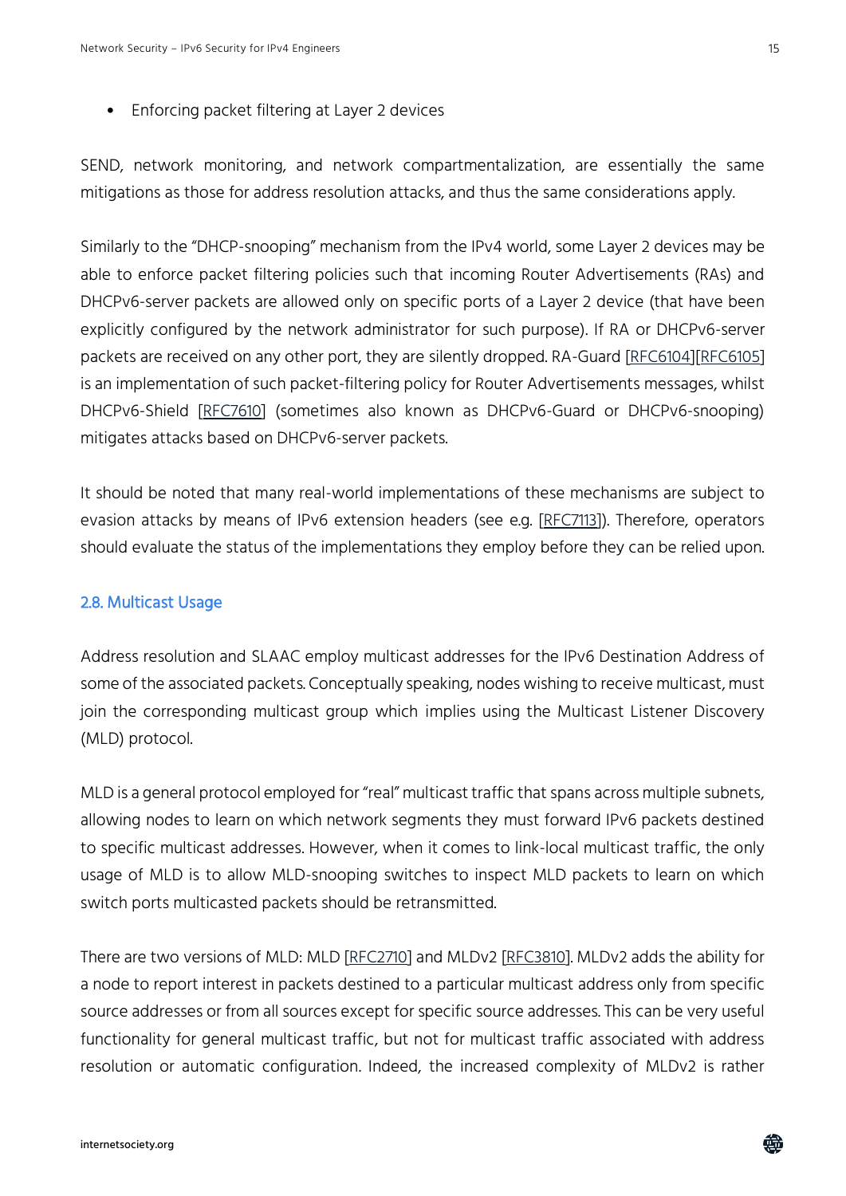- Enforcing packet filtering at Layer 2 devices

SEND, network monitoring, and network compartmentalization, are essentially the same mitigations as those for address resolution attacks, and thus the same considerations apply.

Similarly to the "DHCP-snooping" mechanism from the IPv4 world, some Layer 2 devices may be able to enforce packet filtering policies such that incoming Router Advertisements (RAs) and DHCPv6-server packets are allowed only on specific ports of a Layer 2 device (that have been explicitly configured by the network administrator for such purpose). If RA or DHCPv6-server packets are received on any other port, they are silently dropped. RA-Guard [RFC6104][RFC6105] is an implementation of such packet-filtering policy for Router Advertisements messages, whilst DHCPv6-Shield [RFC7610] (sometimes also known as DHCPv6-Guard or DHCPv6-snooping) mitigates attacks based on DHCPv6-server packets.

It should be noted that many real-world implementations of these mechanisms are subject to evasion attacks by means of IPv6 extension headers (see e.g. [RFC7113]). Therefore, operators should evaluate the status of the implementations they employ before they can be relied upon.

## 2.8. Multicast Usage

Address resolution and SLAAC employ multicast addresses for the IPv6 Destination Address of some of the associated packets. Conceptually speaking, nodes wishing to receive multicast, must join the corresponding multicast group which implies using the Multicast Listener Discovery (MLD) protocol.

MLD is a general protocol employed for "real" multicast traffic that spans across multiple subnets, allowing nodes to learn on which network segments they must forward IPv6 packets destined to specific multicast addresses. However, when it comes to link-local multicast traffic, the only usage of MLD is to allow MLD-snooping switches to inspect MLD packets to learn on which switch ports multicasted packets should be retransmitted.

There are two versions of MLD: MLD [RFC2710] and MLDv2 [RFC3810]. MLDv2 adds the ability for a node to report interest in packets destined to a particular multicast address only from specific source addresses or from all sources except for specific source addresses. This can be very useful functionality for general multicast traffic, but not for multicast traffic associated with address resolution or automatic configuration. Indeed, the increased complexity of MLDv2 is rather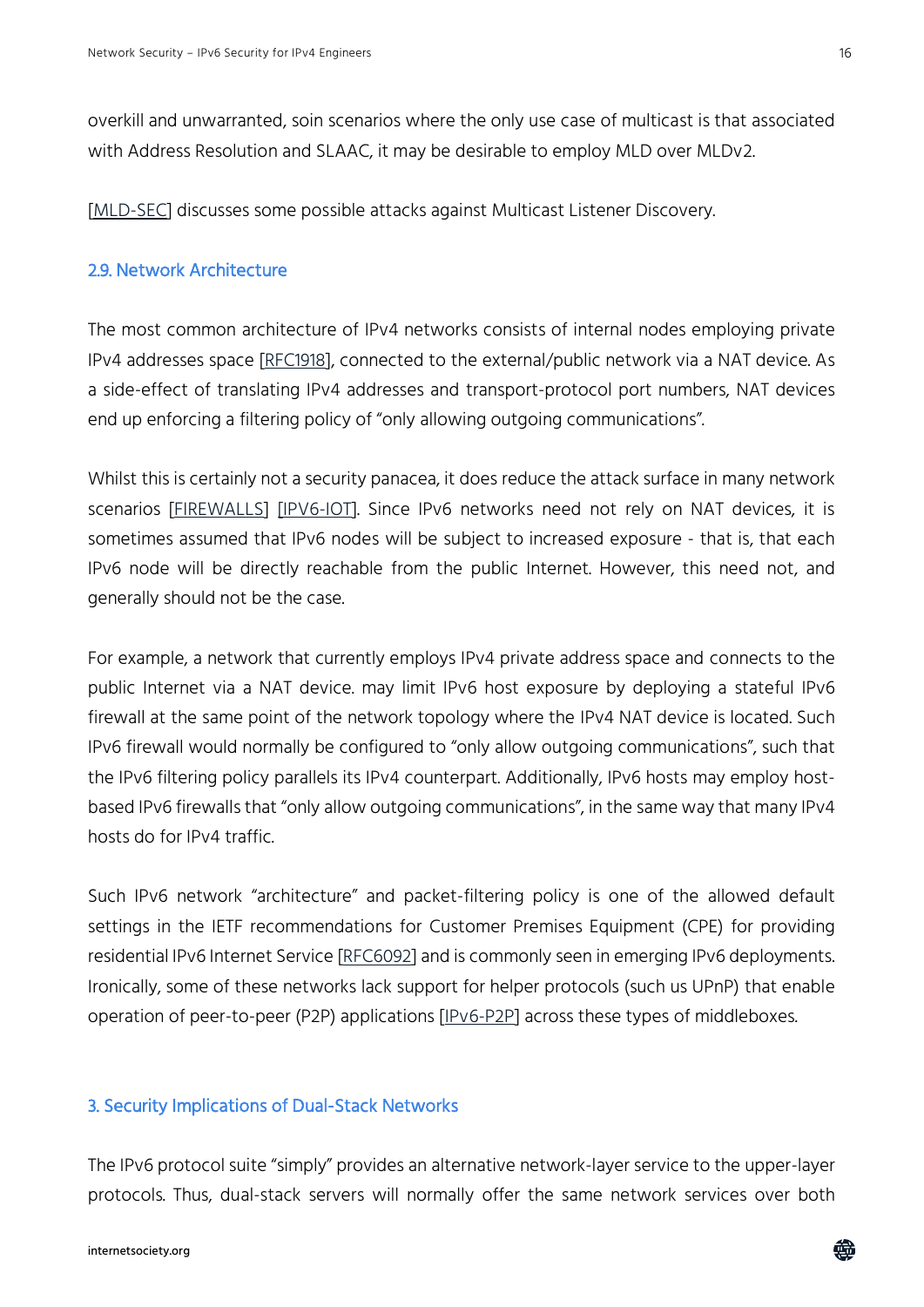overkill and unwarranted, soin scenarios where the only use case of multicast is that associated with Address Resolution and SLAAC, it may be desirable to employ MLD over MLDv2.

[MLD-SEC] discusses some possible attacks against Multicast Listener Discovery.

## 2.9. Network Architecture

The most common architecture of IPv4 networks consists of internal nodes employing private IPv4 addresses space [RFC1918], connected to the external/public network via a NAT device. As a side-effect of translating IPv4 addresses and transport-protocol port numbers, NAT devices end up enforcing a filtering policy of "only allowing outgoing communications".

Whilst this is certainly not a security panacea, it does reduce the attack surface in many network scenarios [FIREWALLS] [IPV6-IOT]. Since IPv6 networks need not rely on NAT devices, it is sometimes assumed that IPv6 nodes will be subject to increased exposure - that is, that each IPv6 node will be directly reachable from the public Internet. However, this need not, and generally should not be the case.

For example, a network that currently employs IPv4 private address space and connects to the public Internet via a NAT device. may limit IPv6 host exposure by deploying a stateful IPv6 firewall at the same point of the network topology where the IPv4 NAT device is located. Such IPv6 firewall would normally be configured to "only allow outgoing communications", such that the IPv6 filtering policy parallels its IPv4 counterpart. Additionally, IPv6 hosts may employ host-based IPv6 firewalls that "only allow outgoing communications", in the same way that many IPv4 hosts do for IPv4 traffic.

Such IPv6 network "architecture" and packet-filtering policy is one of the allowed default settings in the IETF recommendations for Customer Premises Equipment (CPE) for providing residential IPv6 Internet Service [RFC6092] and is commonly seen in emerging IPv6 deployments. Ironically, some of these networks lack support for helper protocols (such us UPnP) that enable operation of peer-to-peer (P2P) applications [IPv6-P2P] across these types of middleboxes.

# 3. Security Implications of Dual-Stack Networks

The IPv6 protocol suite "simply" provides an alternative network-layer service to the upper-layer protocols. Thus, dual-stack servers will normally offer the same network services over both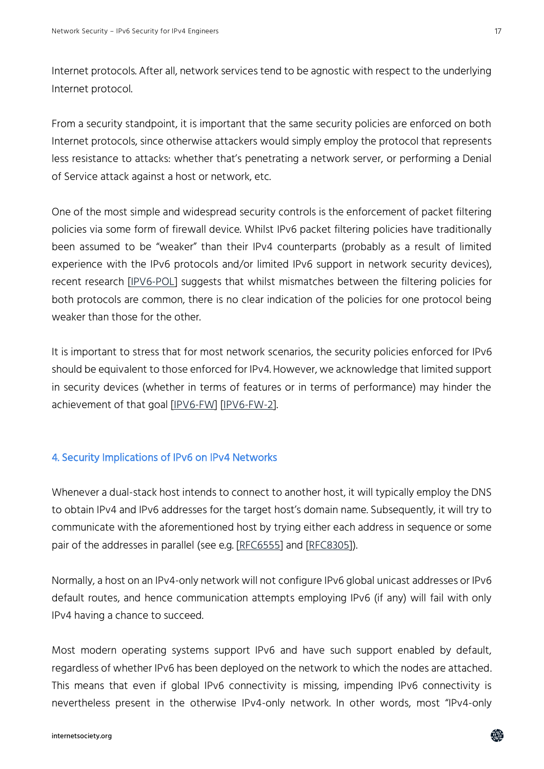Internet protocols. After all, network services tend to be agnostic with respect to the underlying Internet protocol.

From a security standpoint, it is important that the same security policies are enforced on both Internet protocols, since otherwise attackers would simply employ the protocol that represents less resistance to attacks: whether that's penetrating a network server, or performing a Denial of Service attack against a host or network, etc.

One of the most simple and widespread security controls is the enforcement of packet filtering policies via some form of firewall device. Whilst IPv6 packet filtering policies have traditionally been assumed to be "weaker" than their IPv4 counterparts (probably as a result of limited experience with the IPv6 protocols and/or limited IPv6 support in network security devices), recent research [IPV6-POL] suggests that whilst mismatches between the filtering policies for both protocols are common, there is no clear indication of the policies for one protocol being weaker than those for the other.

It is important to stress that for most network scenarios, the security policies enforced for IPv6 should be equivalent to those enforced for IPv4. However, we acknowledge that limited support in security devices (whether in terms of features or in terms of performance) may hinder the achievement of that goal [IPV6-FW] [IPV6-FW-2].

## 4. Security Implications of IPv6 on IPv4 Networks

Whenever a dual-stack host intends to connect to another host, it will typically employ the DNS to obtain IPv4 and IPv6 addresses for the target host's domain name. Subsequently, it will try to communicate with the aforementioned host by trying either each address in sequence or some pair of the addresses in parallel (see e.g. [RFC6555] and [RFC8305]).

Normally, a host on an IPv4-only network will not configure IPv6 global unicast addresses or IPv6 default routes, and hence communication attempts employing IPv6 (if any) will fail with only IPv4 having a chance to succeed.

Most modern operating systems support IPv6 and have such support enabled by default, regardless of whether IPv6 has been deployed on the network to which the nodes are attached. This means that even if global IPv6 connectivity is missing, impending IPv6 connectivity is nevertheless present in the otherwise IPv4-only network. In other words, most "IPv4-only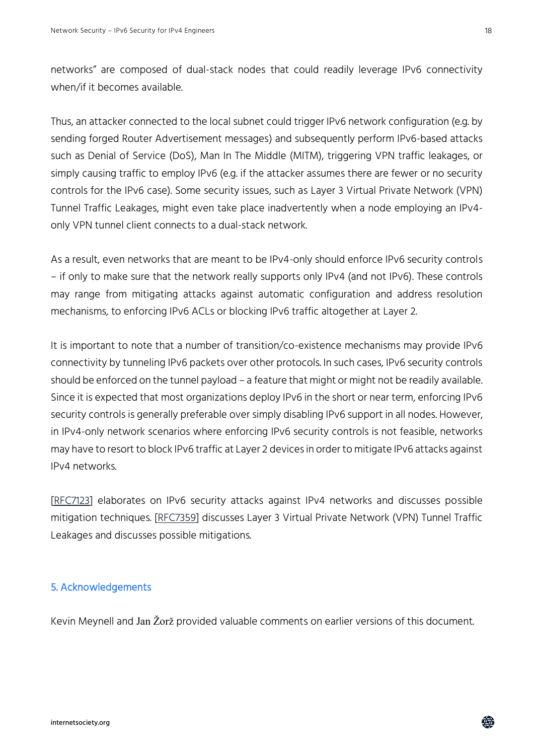networks" are composed of dual-stack nodes that could readily leverage IPv6 connectivity when/if it becomes available.

Thus, an attacker connected to the local subnet could trigger IPv6 network configuration (e.g. by sending forged Router Advertisement messages) and subsequently perform IPv6-based attacks such as Denial of Service (DoS), Man In The Middle (MITM), triggering VPN traffic leakages, or simply causing traffic to employ IPv6 (e.g. if the attacker assumes there are fewer or no security controls for the IPv6 case). Some security issues, such as Layer 3 Virtual Private Network (VPN) Tunnel Traffic Leakages, might even take place inadvertently when a node employing an IPv4-only VPN tunnel client connects to a dual-stack network.

As a result, even networks that are meant to be IPv4-only should enforce IPv6 security controls – if only to make sure that the network really supports only IPv4 (and not IPv6). These controls may range from mitigating attacks against automatic configuration and address resolution mechanisms, to enforcing IPv6 ACLs or blocking IPv6 traffic altogether at Layer 2.

It is important to note that a number of transition/co-existence mechanisms may provide IPv6 connectivity by tunneling IPv6 packets over other protocols. In such cases, IPv6 security controls should be enforced on the tunnel payload – a feature that might or might not be readily available. Since it is expected that most organizations deploy IPv6 in the short or near term, enforcing IPv6 security controls is generally preferable over simply disabling IPv6 support in all nodes. However, in IPv4-only network scenarios where enforcing IPv6 security controls is not feasible, networks may have to resort to block IPv6 traffic at Layer 2 devices in order to mitigate IPv6 attacks against IPv4 networks.

[RFC7123] elaborates on IPv6 security attacks against IPv4 networks and discusses possible mitigation techniques. [RFC7359] discusses Layer 3 Virtual Private Network (VPN) Tunnel Traffic Leakages and discusses possible mitigations.

## 5. Acknowledgements

Kevin Meynell and Jan Žorž provided valuable comments on earlier versions of this document.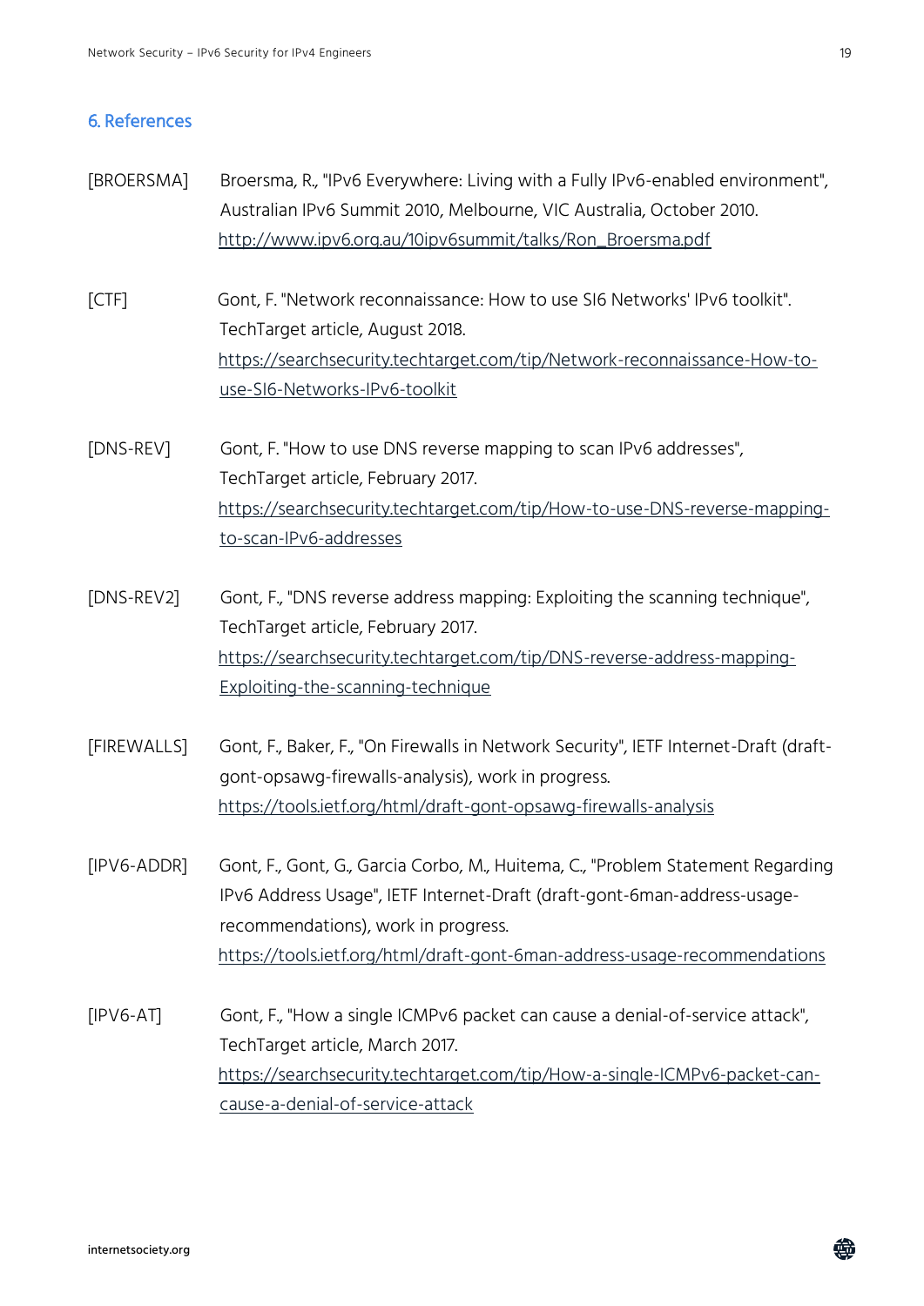## 6. References

[BROERSMA] Broersma, R., "IPv6 Everywhere: Living with a Fully IPv6-enabled environment", Australian IPv6 Summit 2010, Melbourne, VIC Australia, October 2010. http://www.ipv6.org.au/10ipv6summit/talks/Ron_Broersma.pdf

[CTF] Gont, F. "Network reconnaissance: How to use SI6 Networks' IPv6 toolkit". TechTarget article, August 2018. https://searchsecurity.techtarget.com/tip/Network-reconnaissance-How-to-use-SI6-Networks-IPv6-toolkit

[DNS-REV] Gont, F. "How to use DNS reverse mapping to scan IPv6 addresses", TechTarget article, February 2017. https://searchsecurity.techtarget.com/tip/How-to-use-DNS-reverse-mapping-to-scan-IPv6-addresses

[DNS-REV2] Gont, F., "DNS reverse address mapping: Exploiting the scanning technique", TechTarget article, February 2017. https://searchsecurity.techtarget.com/tip/DNS-reverse-address-mapping-Exploiting-the-scanning-technique

[FIREWALLS] Gont, F., Baker, F., "On Firewalls in Network Security", IETF Internet-Draft (draft-gont-opsawg-firewalls-analysis), work in progress. https://tools.ietf.org/html/draft-gont-opsawg-firewalls-analysis

[IPV6-ADDR] Gont, F., Gont, G., Garcia Corbo, M., Huitema, C., "Problem Statement Regarding IPv6 Address Usage", IETF Internet-Draft (draft-gont-6man-address-usage-recommendations), work in progress. https://tools.ietf.org/html/draft-gont-6man-address-usage-recommendations

[IPV6-AT] Gont, F., "How a single ICMPv6 packet can cause a denial-of-service attack", TechTarget article, March 2017. https://searchsecurity.techtarget.com/tip/How-a-single-ICMPv6-packet-can-cause-a-denial-of-service-attack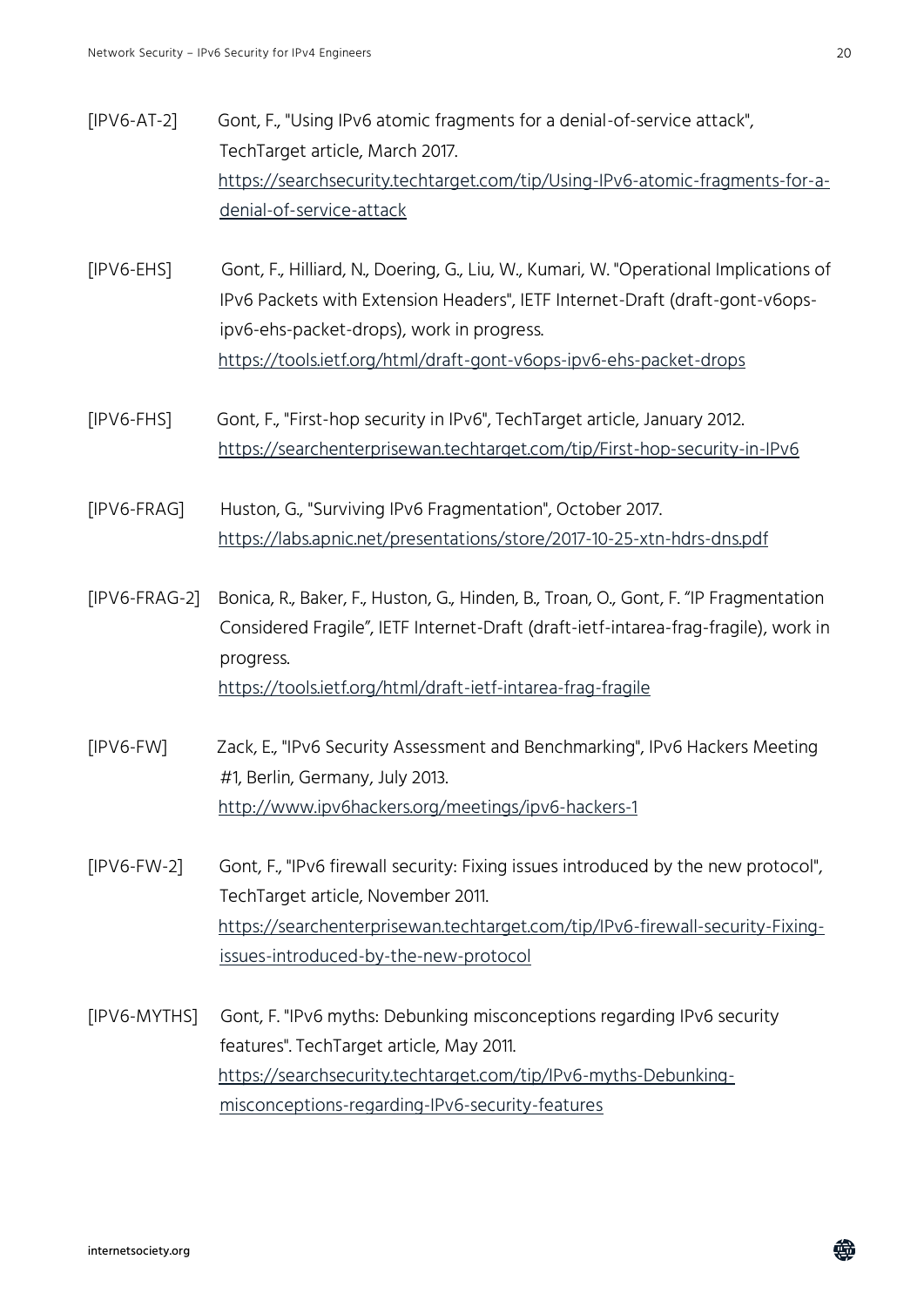[IPV6-AT-2] Gont, F., "Using IPv6 atomic fragments for a denial-of-service attack", TechTarget article, March 2017.
https://searchsecurity.techtarget.com/tip/Using-IPv6-atomic-fragments-for-a-denial-of-service-attack

[IPV6-EHS] Gont, F., Hilliard, N., Doering, G., Liu, W., Kumari, W. "Operational Implications of IPv6 Packets with Extension Headers", IETF Internet-Draft (draft-gont-v6ops-ipv6-ehs-packet-drops), work in progress.
https://tools.ietf.org/html/draft-gont-v6ops-ipv6-ehs-packet-drops

[IPV6-FHS] Gont, F., "First-hop security in IPv6", TechTarget article, January 2012.
https://searchenterprisewan.techtarget.com/tip/First-hop-security-in-IPv6

[IPV6-FRAG] Huston, G., "Surviving IPv6 Fragmentation", October 2017.
https://labs.apnic.net/presentations/store/2017-10-25-xtn-hdrs-dns.pdf

[IPV6-FRAG-2] Bonica, R., Baker, F., Huston, G., Hinden, B., Troan, O., Gont, F. "IP Fragmentation Considered Fragile", IETF Internet-Draft (draft-ietf-intarea-frag-fragile), work in progress.
https://tools.ietf.org/html/draft-ietf-intarea-frag-fragile

[IPV6-FW] Zack, E., "IPv6 Security Assessment and Benchmarking", IPv6 Hackers Meeting #1, Berlin, Germany, July 2013.
http://www.ipv6hackers.org/meetings/ipv6-hackers-1

[IPV6-FW-2] Gont, F., "IPv6 firewall security: Fixing issues introduced by the new protocol", TechTarget article, November 2011.
https://searchenterprisewan.techtarget.com/tip/IPv6-firewall-security-Fixing-issues-introduced-by-the-new-protocol

[IPV6-MYTHS] Gont, F. "IPv6 myths: Debunking misconceptions regarding IPv6 security features". TechTarget article, May 2011.
https://searchsecurity.techtarget.com/tip/IPv6-myths-Debunking-misconceptions-regarding-IPv6-security-features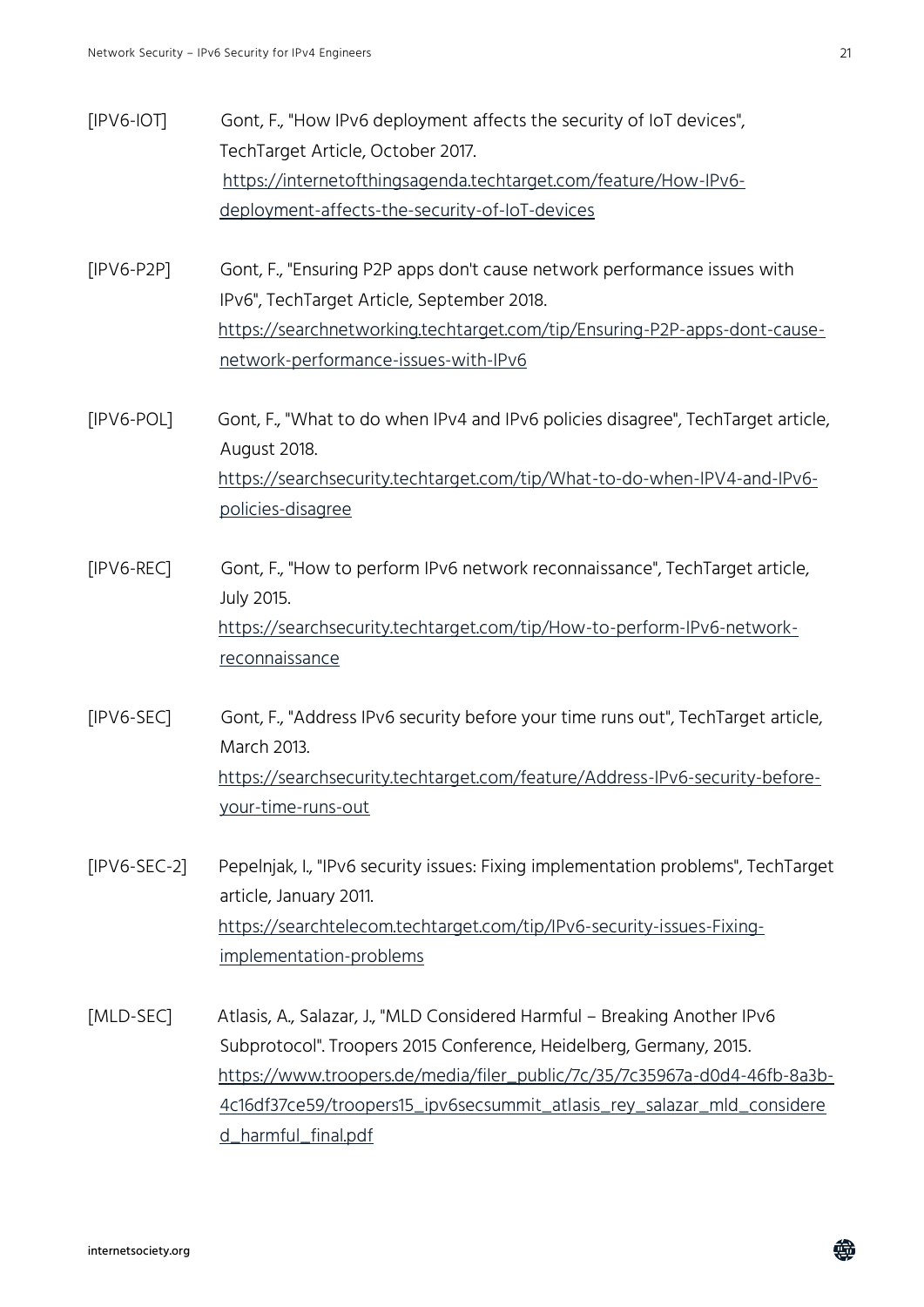[IPV6-IOT] Gont, F., "How IPv6 deployment affects the security of IoT devices", TechTarget Article, October 2017. https://internetofthingsagenda.techtarget.com/feature/How-IPv6-deployment-affects-the-security-of-IoT-devices

[IPV6-P2P] Gont, F., "Ensuring P2P apps don't cause network performance issues with IPv6", TechTarget Article, September 2018. https://searchnetworking.techtarget.com/tip/Ensuring-P2P-apps-dont-cause-network-performance-issues-with-IPv6

[IPV6-POL] Gont, F., "What to do when IPv4 and IPv6 policies disagree", TechTarget article, August 2018. https://searchsecurity.techtarget.com/tip/What-to-do-when-IPV4-and-IPv6-policies-disagree

[IPV6-REC] Gont, F., "How to perform IPv6 network reconnaissance", TechTarget article, July 2015. https://searchsecurity.techtarget.com/tip/How-to-perform-IPv6-network-reconnaissance

[IPV6-SEC] Gont, F., "Address IPv6 security before your time runs out", TechTarget article, March 2013. https://searchsecurity.techtarget.com/feature/Address-IPv6-security-before-your-time-runs-out

[IPV6-SEC-2] Pepelnjak, I., "IPv6 security issues: Fixing implementation problems", TechTarget article, January 2011. https://searchtelecom.techtarget.com/tip/IPv6-security-issues-Fixing-implementation-problems

[MLD-SEC] Atlasis, A., Salazar, J., "MLD Considered Harmful – Breaking Another IPv6 Subprotocol". Troopers 2015 Conference, Heidelberg, Germany, 2015. https://www.troopers.de/media/filer_public/7c/35/7c35967a-d0d4-46fb-8a3b-4c16df37ce59/troopers15_ipv6secsummit_atlasis_rey_salazar_mld_considered_harmful_final.pdf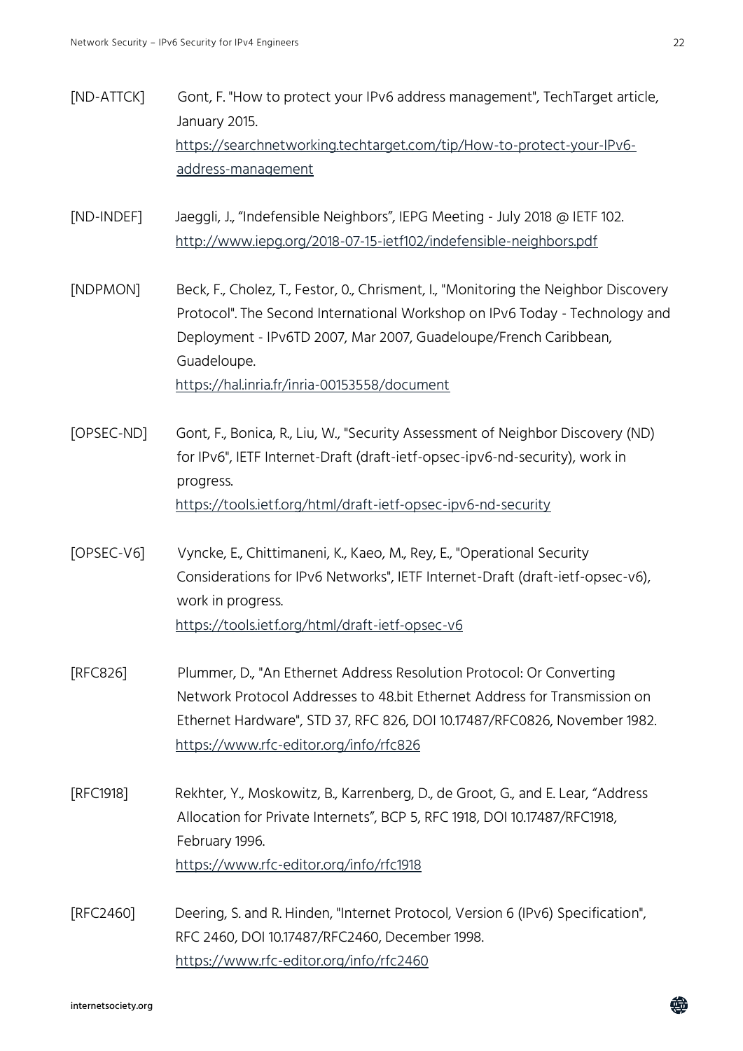[ND-ATTCK] Gont, F. "How to protect your IPv6 address management", TechTarget article, January 2015.
https://searchnetworking.techtarget.com/tip/How-to-protect-your-IPv6-address-management

[ND-INDEF] Jaeggli, J., "Indefensible Neighbors", IEPG Meeting - July 2018 @ IETF 102.
http://www.iepg.org/2018-07-15-ietf102/indefensible-neighbors.pdf

[NDPMON] Beck, F., Cholez, T., Festor, 0., Chrisment, I., "Monitoring the Neighbor Discovery Protocol". The Second International Workshop on IPv6 Today - Technology and Deployment - IPv6TD 2007, Mar 2007, Guadeloupe/French Caribbean, Guadeloupe.
https://hal.inria.fr/inria-00153558/document

[OPSEC-ND] Gont, F., Bonica, R., Liu, W., "Security Assessment of Neighbor Discovery (ND) for IPv6", IETF Internet-Draft (draft-ietf-opsec-ipv6-nd-security), work in progress.
https://tools.ietf.org/html/draft-ietf-opsec-ipv6-nd-security

[OPSEC-V6] Vyncke, E., Chittimaneni, K., Kaeo, M., Rey, E., "Operational Security Considerations for IPv6 Networks", IETF Internet-Draft (draft-ietf-opsec-v6), work in progress.
https://tools.ietf.org/html/draft-ietf-opsec-v6

[RFC826] Plummer, D., "An Ethernet Address Resolution Protocol: Or Converting Network Protocol Addresses to 48.bit Ethernet Address for Transmission on Ethernet Hardware", STD 37, RFC 826, DOI 10.17487/RFC0826, November 1982.
https://www.rfc-editor.org/info/rfc826

[RFC1918] Rekhter, Y., Moskowitz, B., Karrenberg, D., de Groot, G., and E. Lear, "Address Allocation for Private Internets", BCP 5, RFC 1918, DOI 10.17487/RFC1918, February 1996.
https://www.rfc-editor.org/info/rfc1918

[RFC2460] Deering, S. and R. Hinden, "Internet Protocol, Version 6 (IPv6) Specification", RFC 2460, DOI 10.17487/RFC2460, December 1998.
https://www.rfc-editor.org/info/rfc2460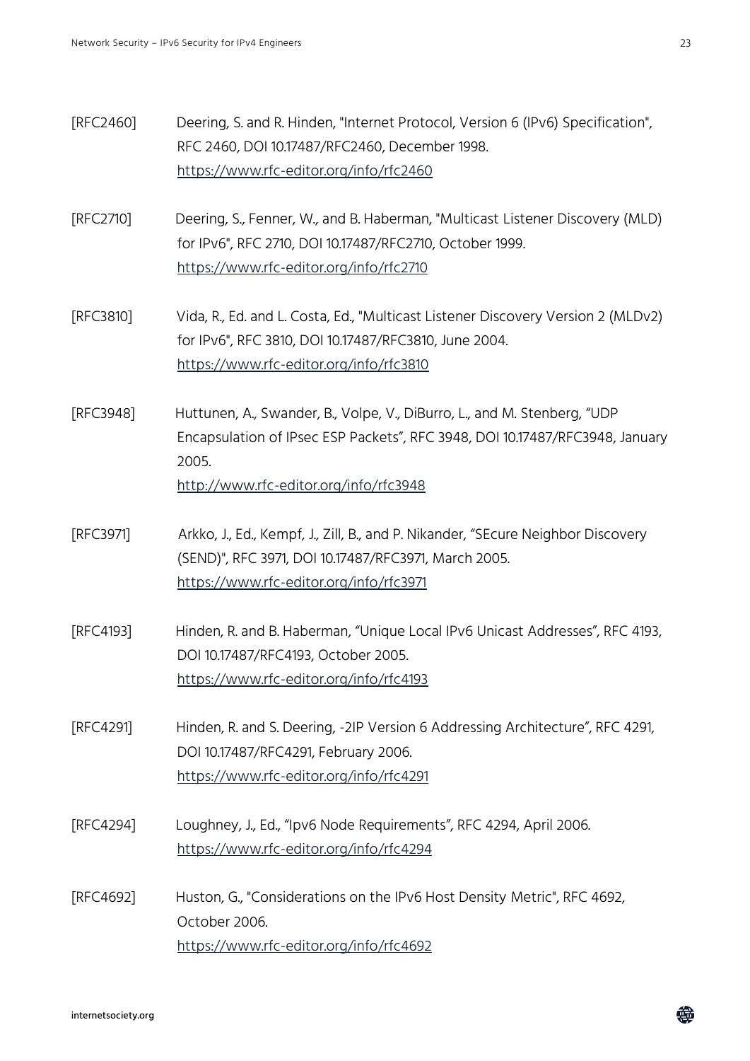[RFC2460] Deering, S. and R. Hinden, "Internet Protocol, Version 6 (IPv6) Specification", RFC 2460, DOI 10.17487/RFC2460, December 1998.
https://www.rfc-editor.org/info/rfc2460

[RFC2710] Deering, S., Fenner, W., and B. Haberman, "Multicast Listener Discovery (MLD) for IPv6", RFC 2710, DOI 10.17487/RFC2710, October 1999.
https://www.rfc-editor.org/info/rfc2710

[RFC3810] Vida, R., Ed. and L. Costa, Ed., "Multicast Listener Discovery Version 2 (MLDv2) for IPv6", RFC 3810, DOI 10.17487/RFC3810, June 2004.
https://www.rfc-editor.org/info/rfc3810

[RFC3948] Huttunen, A., Swander, B., Volpe, V., DiBurro, L., and M. Stenberg, "UDP Encapsulation of IPsec ESP Packets", RFC 3948, DOI 10.17487/RFC3948, January 2005.
http://www.rfc-editor.org/info/rfc3948

[RFC3971] Arkko, J., Ed., Kempf, J., Zill, B., and P. Nikander, "SEcure Neighbor Discovery (SEND)", RFC 3971, DOI 10.17487/RFC3971, March 2005.
https://www.rfc-editor.org/info/rfc3971

[RFC4193] Hinden, R. and B. Haberman, "Unique Local IPv6 Unicast Addresses", RFC 4193, DOI 10.17487/RFC4193, October 2005.
https://www.rfc-editor.org/info/rfc4193

[RFC4291] Hinden, R. and S. Deering, -2IP Version 6 Addressing Architecture", RFC 4291, DOI 10.17487/RFC4291, February 2006.
https://www.rfc-editor.org/info/rfc4291

[RFC4294] Loughney, J., Ed., "Ipv6 Node Requirements", RFC 4294, April 2006.
https://www.rfc-editor.org/info/rfc4294

[RFC4692] Huston, G., "Considerations on the IPv6 Host Density Metric", RFC 4692, October 2006.
https://www.rfc-editor.org/info/rfc4692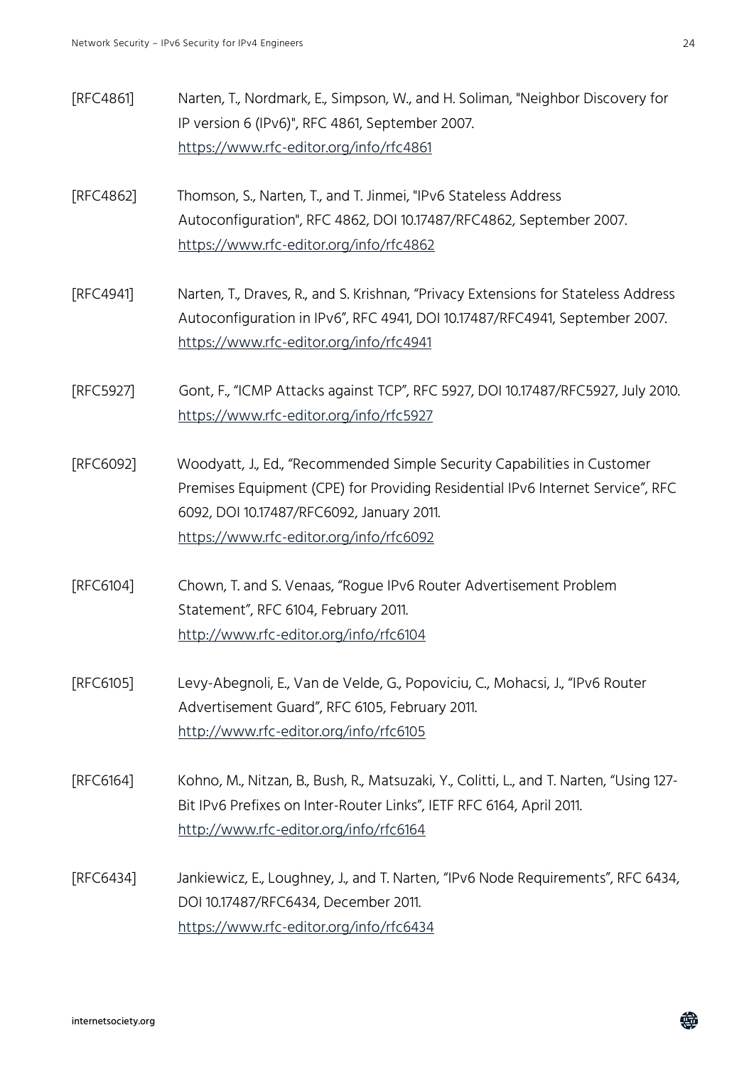[RFC4861] Narten, T., Nordmark, E., Simpson, W., and H. Soliman, "Neighbor Discovery for IP version 6 (IPv6)", RFC 4861, September 2007.
https://www.rfc-editor.org/info/rfc4861

[RFC4862] Thomson, S., Narten, T., and T. Jinmei, "IPv6 Stateless Address Autoconfiguration", RFC 4862, DOI 10.17487/RFC4862, September 2007.
https://www.rfc-editor.org/info/rfc4862

[RFC4941] Narten, T., Draves, R., and S. Krishnan, "Privacy Extensions for Stateless Address Autoconfiguration in IPv6", RFC 4941, DOI 10.17487/RFC4941, September 2007.
https://www.rfc-editor.org/info/rfc4941

[RFC5927] Gont, F., "ICMP Attacks against TCP", RFC 5927, DOI 10.17487/RFC5927, July 2010.
https://www.rfc-editor.org/info/rfc5927

[RFC6092] Woodyatt, J., Ed., "Recommended Simple Security Capabilities in Customer Premises Equipment (CPE) for Providing Residential IPv6 Internet Service", RFC 6092, DOI 10.17487/RFC6092, January 2011.
https://www.rfc-editor.org/info/rfc6092

[RFC6104] Chown, T. and S. Venaas, "Rogue IPv6 Router Advertisement Problem Statement", RFC 6104, February 2011.
http://www.rfc-editor.org/info/rfc6104

[RFC6105] Levy-Abegnoli, E., Van de Velde, G., Popoviciu, C., Mohacsi, J., "IPv6 Router Advertisement Guard", RFC 6105, February 2011.
http://www.rfc-editor.org/info/rfc6105

[RFC6164] Kohno, M., Nitzan, B., Bush, R., Matsuzaki, Y., Colitti, L., and T. Narten, "Using 127-Bit IPv6 Prefixes on Inter-Router Links", IETF RFC 6164, April 2011.
http://www.rfc-editor.org/info/rfc6164

[RFC6434] Jankiewicz, E., Loughney, J., and T. Narten, "IPv6 Node Requirements", RFC 6434, DOI 10.17487/RFC6434, December 2011.
https://www.rfc-editor.org/info/rfc6434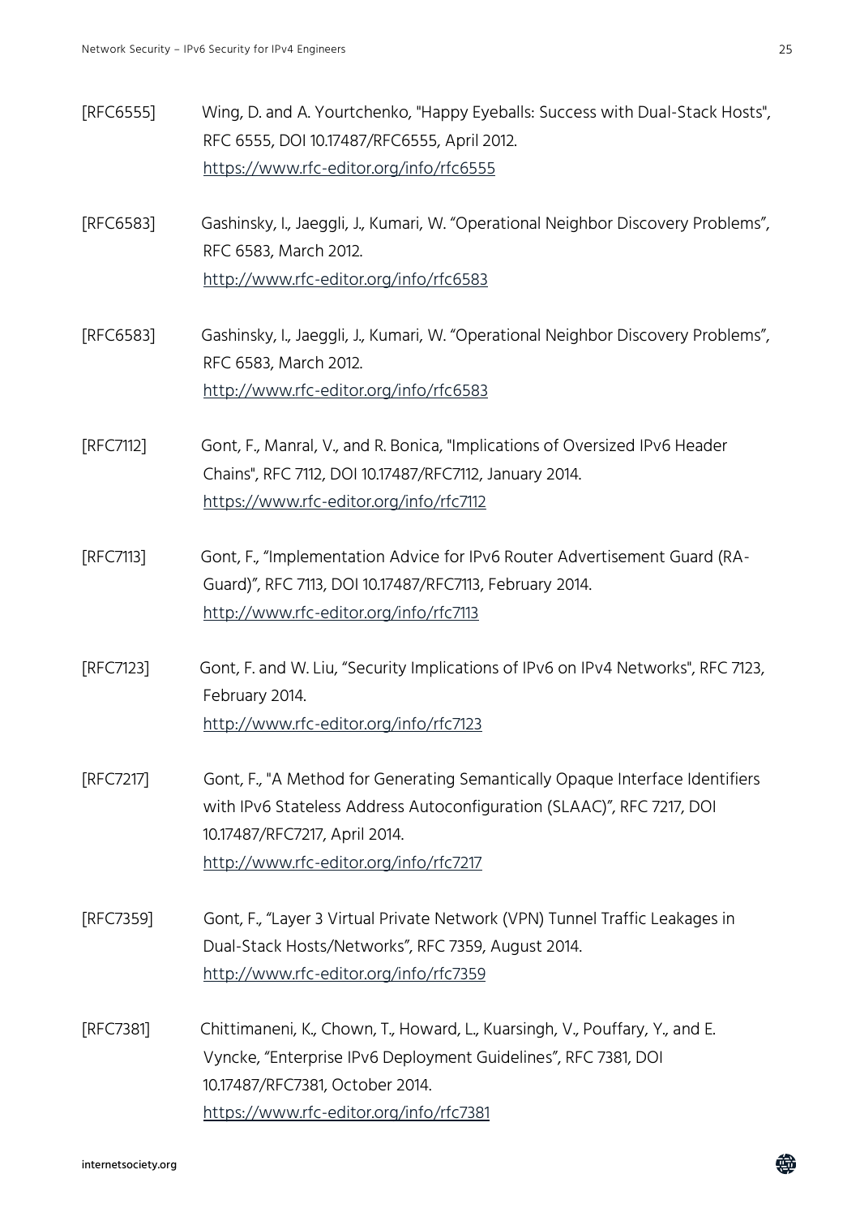[RFC6555] Wing, D. and A. Yourtchenko, "Happy Eyeballs: Success with Dual-Stack Hosts", RFC 6555, DOI 10.17487/RFC6555, April 2012.
https://www.rfc-editor.org/info/rfc6555

[RFC6583] Gashinsky, I., Jaeggli, J., Kumari, W. "Operational Neighbor Discovery Problems", RFC 6583, March 2012.
http://www.rfc-editor.org/info/rfc6583

[RFC6583] Gashinsky, I., Jaeggli, J., Kumari, W. "Operational Neighbor Discovery Problems", RFC 6583, March 2012.
http://www.rfc-editor.org/info/rfc6583

[RFC7112] Gont, F., Manral, V., and R. Bonica, "Implications of Oversized IPv6 Header Chains", RFC 7112, DOI 10.17487/RFC7112, January 2014.
https://www.rfc-editor.org/info/rfc7112

[RFC7113] Gont, F., "Implementation Advice for IPv6 Router Advertisement Guard (RA-Guard)", RFC 7113, DOI 10.17487/RFC7113, February 2014.
http://www.rfc-editor.org/info/rfc7113

[RFC7123] Gont, F. and W. Liu, "Security Implications of IPv6 on IPv4 Networks", RFC 7123, February 2014.
http://www.rfc-editor.org/info/rfc7123

[RFC7217] Gont, F., "A Method for Generating Semantically Opaque Interface Identifiers with IPv6 Stateless Address Autoconfiguration (SLAAC)", RFC 7217, DOI 10.17487/RFC7217, April 2014.
http://www.rfc-editor.org/info/rfc7217

[RFC7359] Gont, F., "Layer 3 Virtual Private Network (VPN) Tunnel Traffic Leakages in Dual-Stack Hosts/Networks", RFC 7359, August 2014.
http://www.rfc-editor.org/info/rfc7359

[RFC7381] Chittimaneni, K., Chown, T., Howard, L., Kuarsingh, V., Pouffary, Y., and E. Vyncke, "Enterprise IPv6 Deployment Guidelines", RFC 7381, DOI 10.17487/RFC7381, October 2014.
https://www.rfc-editor.org/info/rfc7381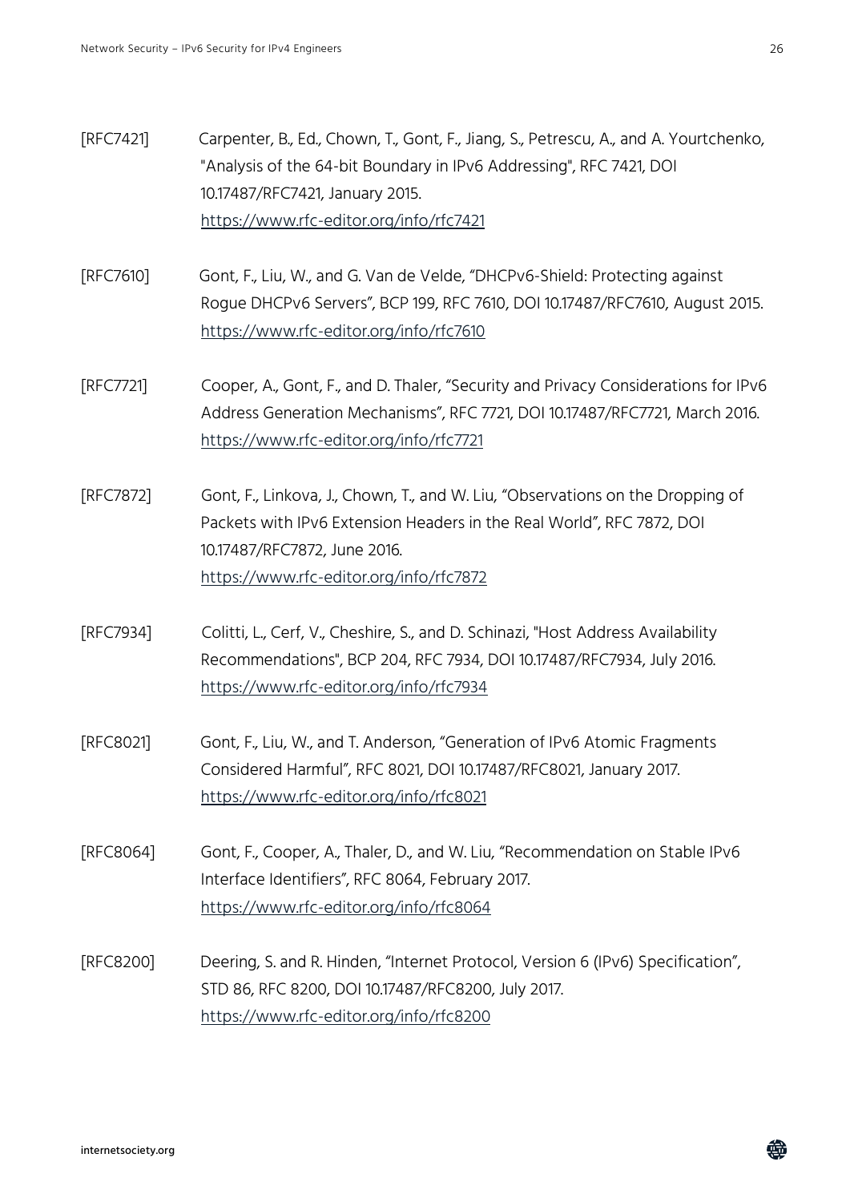[RFC7421] Carpenter, B., Ed., Chown, T., Gont, F., Jiang, S., Petrescu, A., and A. Yourtchenko, "Analysis of the 64-bit Boundary in IPv6 Addressing", RFC 7421, DOI 10.17487/RFC7421, January 2015. https://www.rfc-editor.org/info/rfc7421

[RFC7610] Gont, F., Liu, W., and G. Van de Velde, "DHCPv6-Shield: Protecting against Rogue DHCPv6 Servers", BCP 199, RFC 7610, DOI 10.17487/RFC7610, August 2015. https://www.rfc-editor.org/info/rfc7610

[RFC7721] Cooper, A., Gont, F., and D. Thaler, "Security and Privacy Considerations for IPv6 Address Generation Mechanisms", RFC 7721, DOI 10.17487/RFC7721, March 2016. https://www.rfc-editor.org/info/rfc7721

[RFC7872] Gont, F., Linkova, J., Chown, T., and W. Liu, "Observations on the Dropping of Packets with IPv6 Extension Headers in the Real World", RFC 7872, DOI 10.17487/RFC7872, June 2016. https://www.rfc-editor.org/info/rfc7872

[RFC7934] Colitti, L., Cerf, V., Cheshire, S., and D. Schinazi, "Host Address Availability Recommendations", BCP 204, RFC 7934, DOI 10.17487/RFC7934, July 2016. https://www.rfc-editor.org/info/rfc7934

[RFC8021] Gont, F., Liu, W., and T. Anderson, "Generation of IPv6 Atomic Fragments Considered Harmful", RFC 8021, DOI 10.17487/RFC8021, January 2017. https://www.rfc-editor.org/info/rfc8021

[RFC8064] Gont, F., Cooper, A., Thaler, D., and W. Liu, "Recommendation on Stable IPv6 Interface Identifiers", RFC 8064, February 2017. https://www.rfc-editor.org/info/rfc8064

[RFC8200] Deering, S. and R. Hinden, "Internet Protocol, Version 6 (IPv6) Specification", STD 86, RFC 8200, DOI 10.17487/RFC8200, July 2017. https://www.rfc-editor.org/info/rfc8200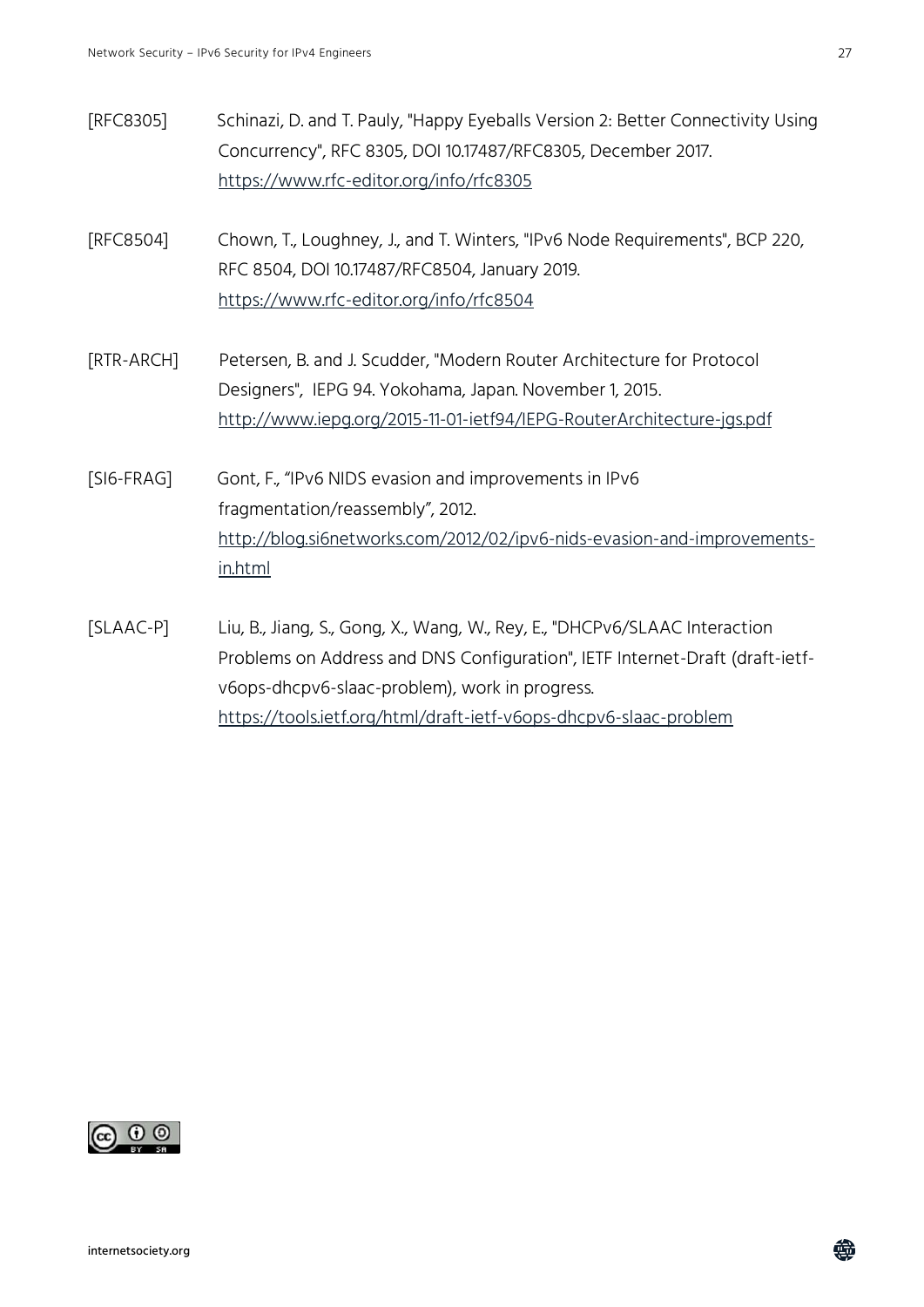[RFC8305] Schinazi, D. and T. Pauly, "Happy Eyeballs Version 2: Better Connectivity Using Concurrency", RFC 8305, DOI 10.17487/RFC8305, December 2017. https://www.rfc-editor.org/info/rfc8305

[RFC8504] Chown, T., Loughney, J., and T. Winters, "IPv6 Node Requirements", BCP 220, RFC 8504, DOI 10.17487/RFC8504, January 2019. https://www.rfc-editor.org/info/rfc8504

[RTR-ARCH] Petersen, B. and J. Scudder, "Modern Router Architecture for Protocol Designers", IEPG 94. Yokohama, Japan. November 1, 2015. http://www.iepg.org/2015-11-01-ietf94/IEPG-RouterArchitecture-jgs.pdf

[SI6-FRAG] Gont, F., "IPv6 NIDS evasion and improvements in IPv6 fragmentation/reassembly", 2012. http://blog.si6networks.com/2012/02/ipv6-nids-evasion-and-improvements-in.html

[SLAAC-P] Liu, B., Jiang, S., Gong, X., Wang, W., Rey, E., "DHCPv6/SLAAC Interaction Problems on Address and DNS Configuration", IETF Internet-Draft (draft-ietf-v6ops-dhcpv6-slaac-problem), work in progress. https://tools.ietf.org/html/draft-ietf-v6ops-dhcpv6-slaac-problem